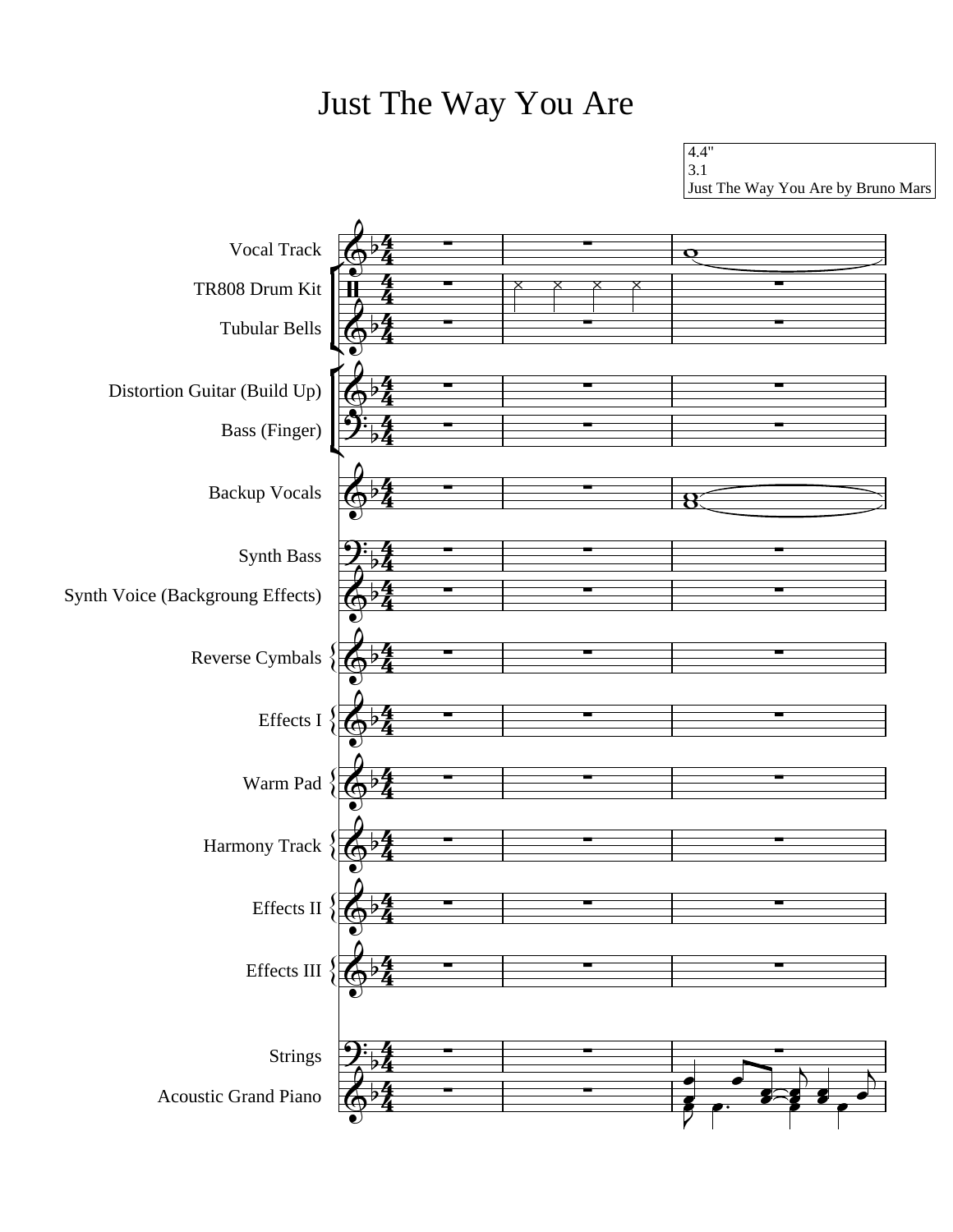# Just The Way You Are

4.4"
3.1
Just The Way You Are by Bruno Mars

Vocal Track

TR808 Drum Kit

Tubular Bells

Distortion Guitar (Build Up)

Bass (Finger)

Backup Vocals

Synth Bass

Synth Voice (Backgroung Effects)

Reverse Cymbals

Effects I

Warm Pad

Harmony Track

Effects II

Effects III

Strings

Acoustic Grand Piano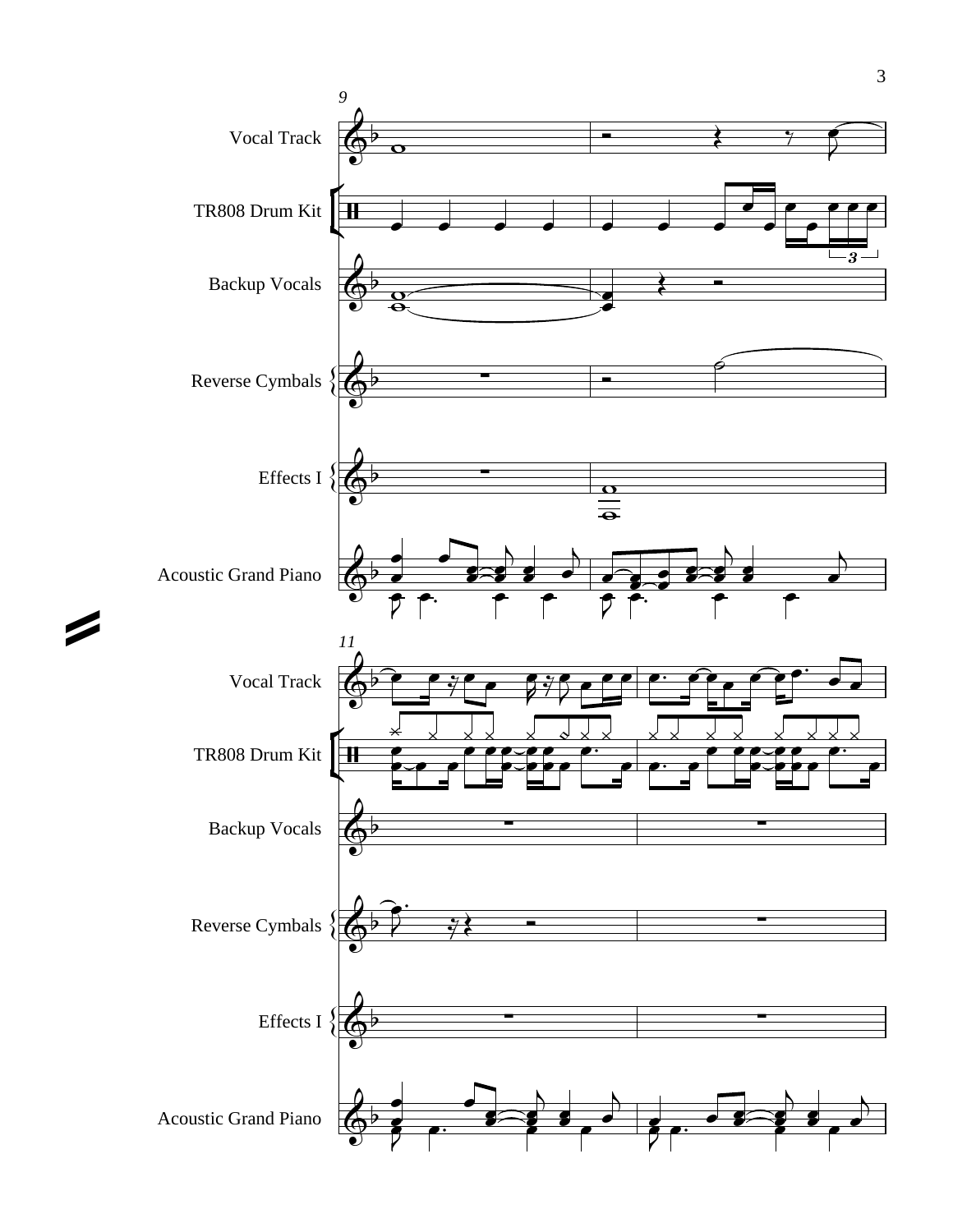9

Vocal Track

TR808 Drum Kit

Backup Vocals

Reverse Cymbals

Effects I

Acoustic Grand Piano

11

Vocal Track

TR808 Drum Kit

Backup Vocals

Reverse Cymbals

Effects I

Acoustic Grand Piano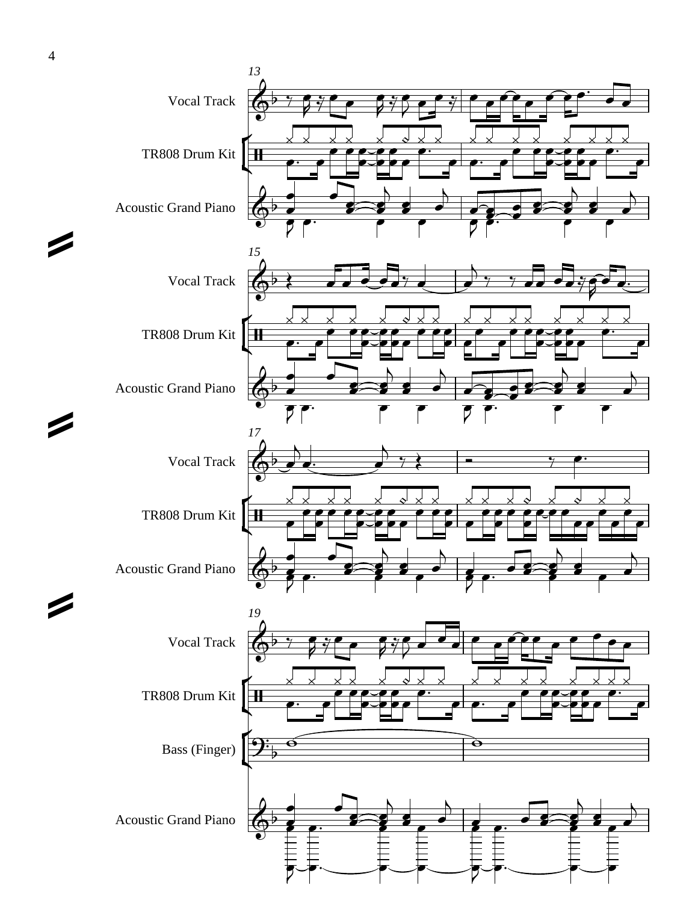13

Vocal Track

TR808 Drum Kit

Acoustic Grand Piano

15

Vocal Track

TR808 Drum Kit

Acoustic Grand Piano

17

Vocal Track

TR808 Drum Kit

Acoustic Grand Piano

19

Vocal Track

TR808 Drum Kit

Bass (Finger)

Acoustic Grand Piano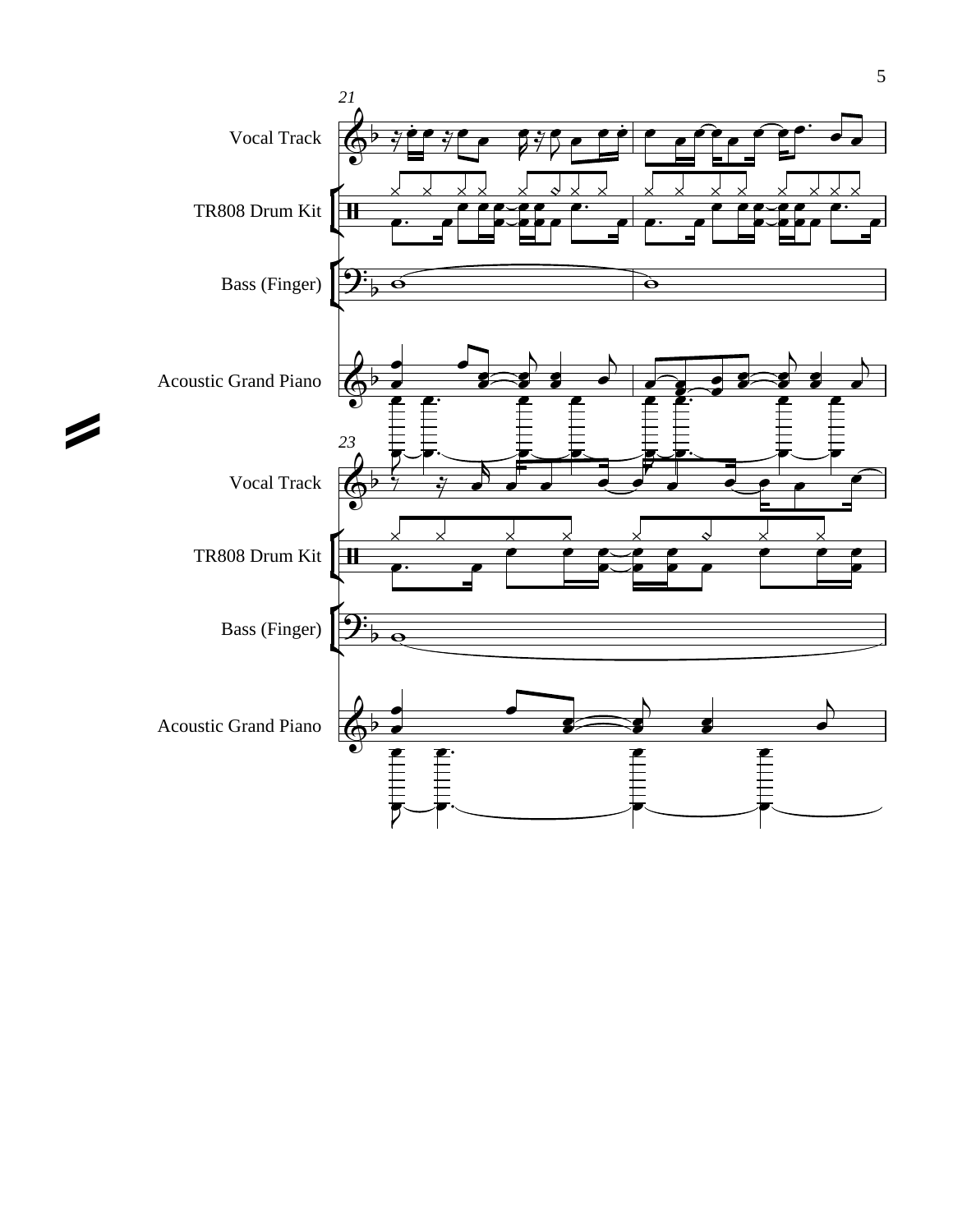21

Vocal Track

TR808 Drum Kit

Bass (Finger)

Acoustic Grand Piano

23

Vocal Track

TR808 Drum Kit

Bass (Finger)

Acoustic Grand Piano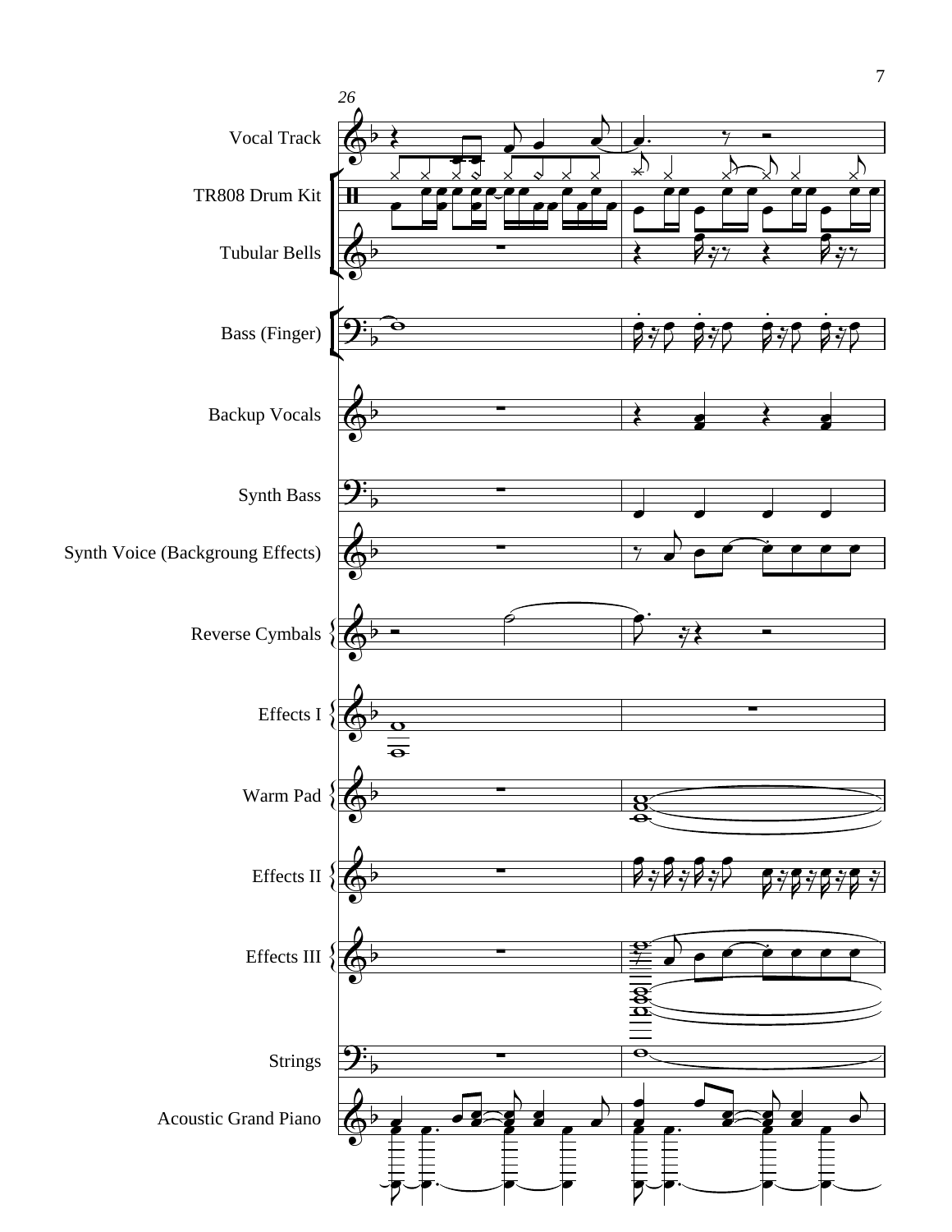26

Vocal Track

TR808 Drum Kit

Tubular Bells

Bass (Finger)

Backup Vocals

Synth Bass

Synth Voice (Backgroung Effects)

Reverse Cymbals

Effects I

Warm Pad

Effects II

Effects III

Strings

Acoustic Grand Piano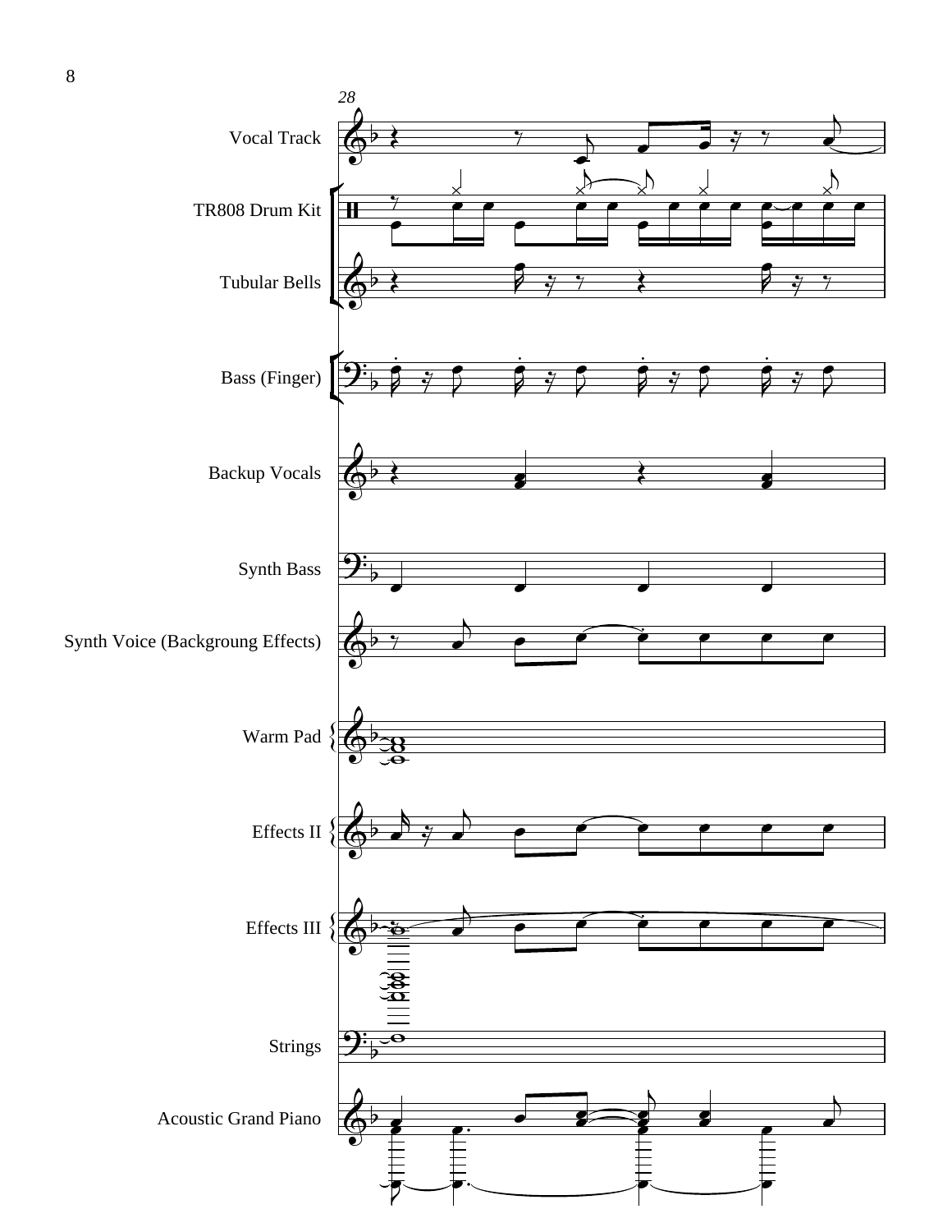28

Vocal Track

TR808 Drum Kit

Tubular Bells

Bass (Finger)

Backup Vocals

Synth Bass

Synth Voice (Backgroung Effects)

Warm Pad

Effects II

Effects III

Strings

Acoustic Grand Piano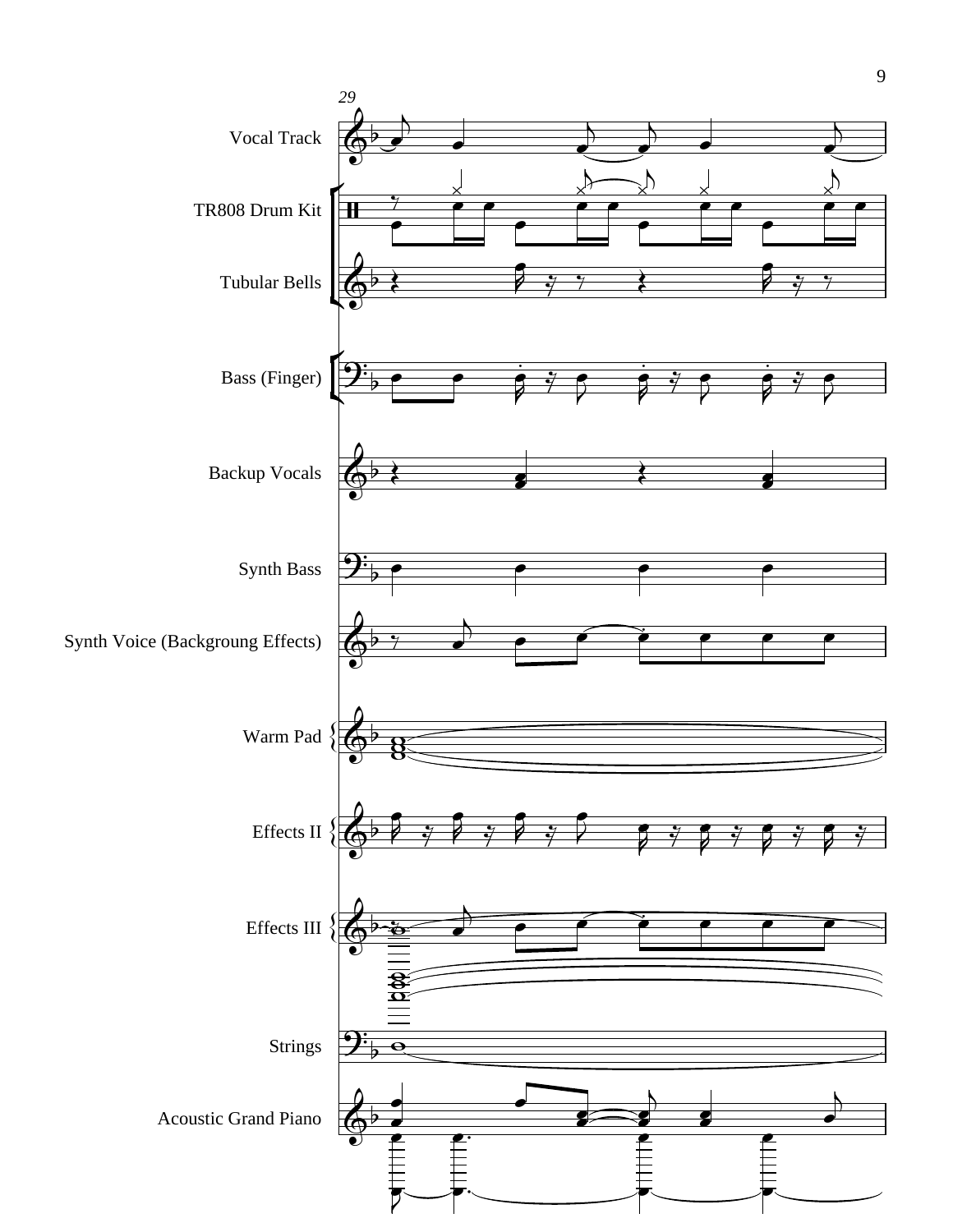29

Vocal Track

TR808 Drum Kit

Tubular Bells

Bass (Finger)

Backup Vocals

Synth Bass

Synth Voice (Backgroung Effects)

Warm Pad

Effects II

Effects III

Strings

Acoustic Grand Piano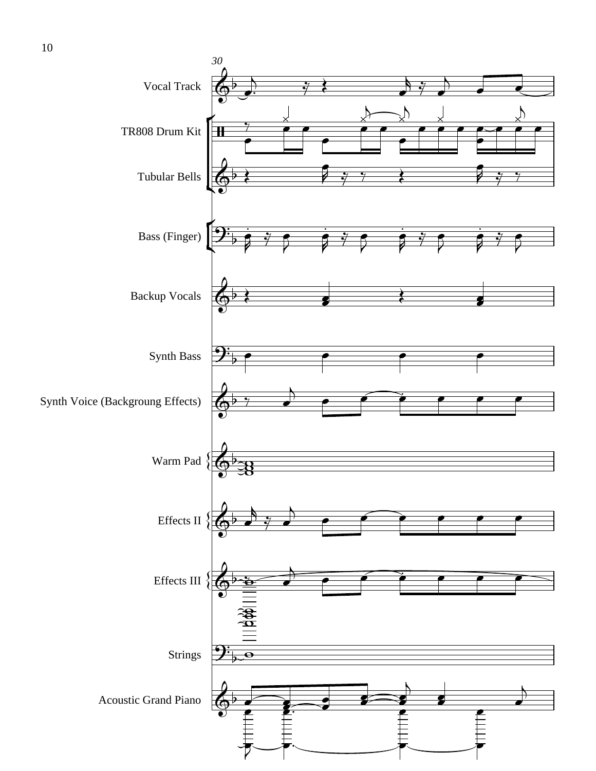30

Vocal Track

TR808 Drum Kit

Tubular Bells

Bass (Finger)

Backup Vocals

Synth Bass

Synth Voice (Backgroung Effects)

Warm Pad

Effects II

Effects III

Strings

Acoustic Grand Piano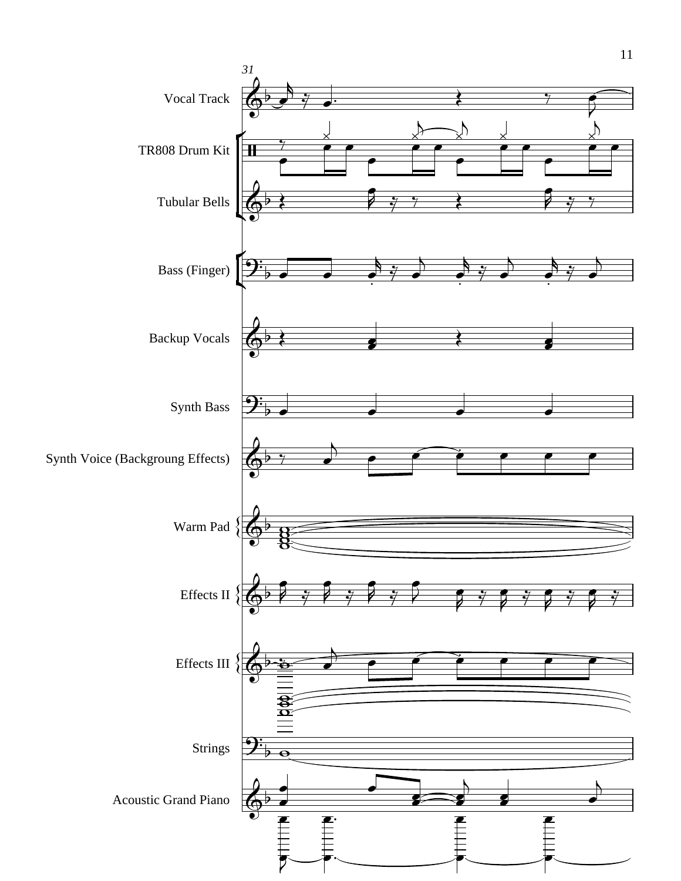31

Vocal Track

TR808 Drum Kit

Tubular Bells

Bass (Finger)

Backup Vocals

Synth Bass

Synth Voice (Backgroung Effects)

Warm Pad

Effects II

Effects III

Strings

Acoustic Grand Piano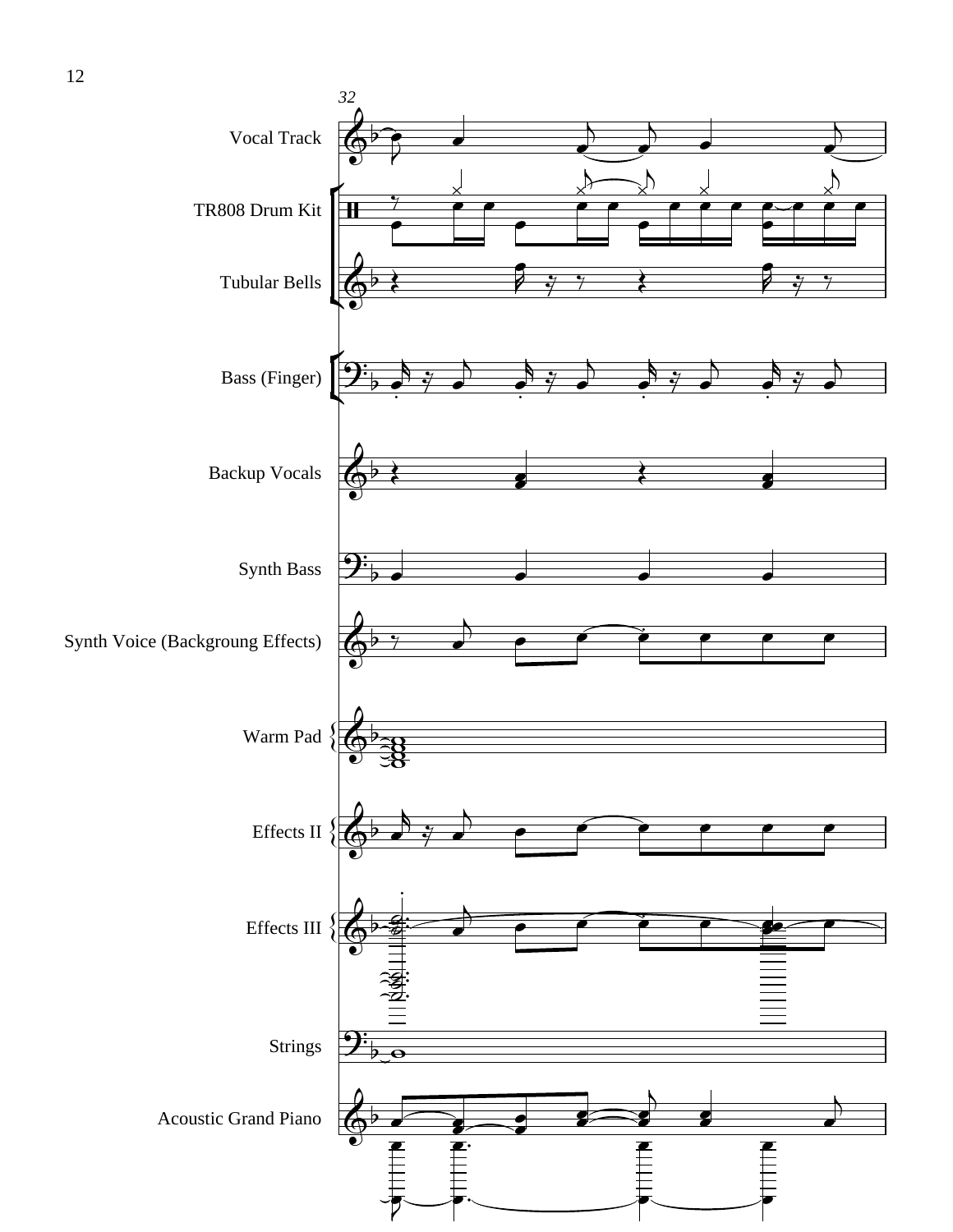32

Vocal Track

TR808 Drum Kit

Tubular Bells

Bass (Finger)

Backup Vocals

Synth Bass

Synth Voice (Backgroung Effects)

Warm Pad

Effects II

Effects III

Strings

Acoustic Grand Piano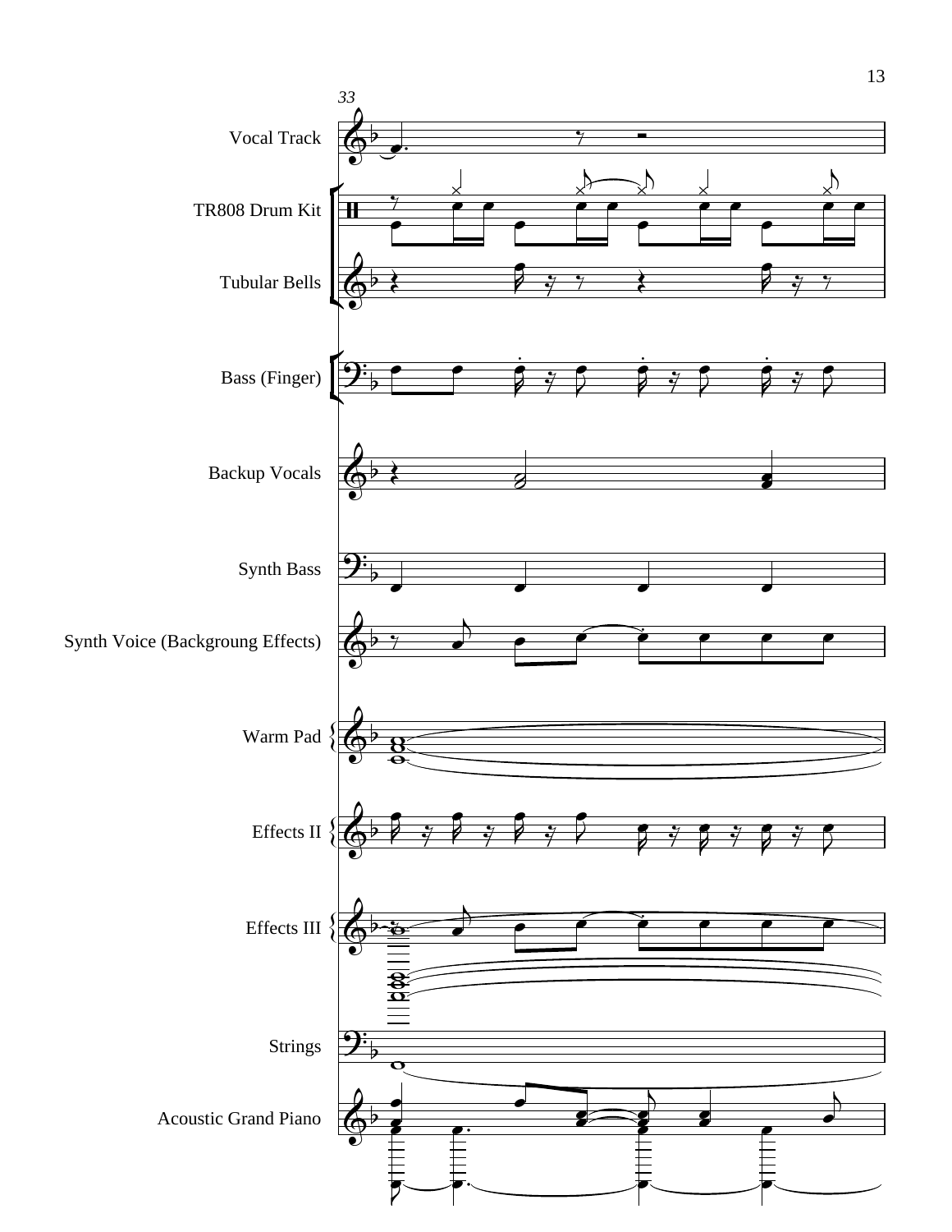33

Vocal Track

TR808 Drum Kit

Tubular Bells

Bass (Finger)

Backup Vocals

Synth Bass

Synth Voice (Backgroung Effects)

Warm Pad

Effects II

Effects III

Strings

Acoustic Grand Piano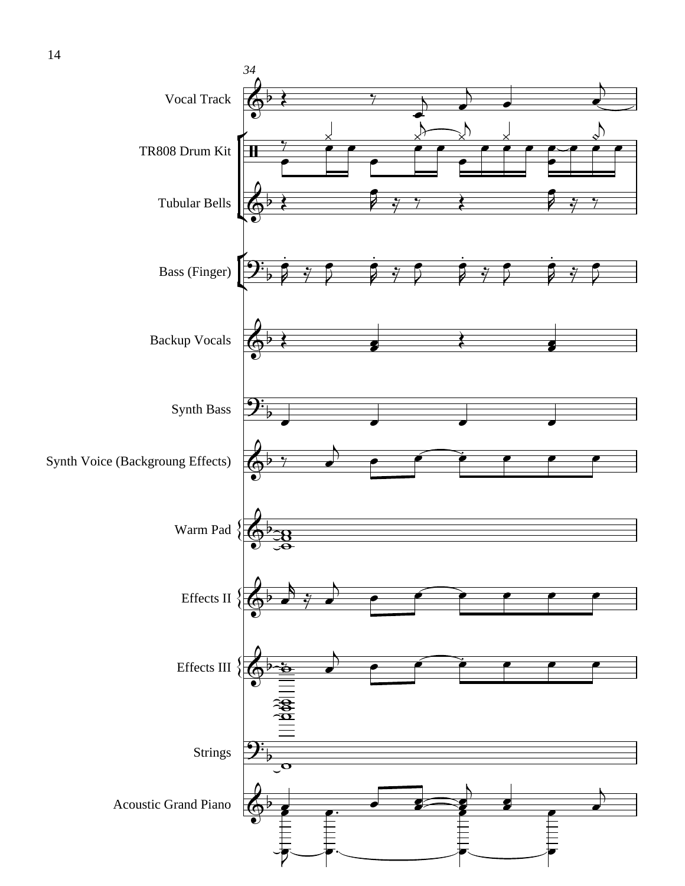34

Vocal Track

TR808 Drum Kit

Tubular Bells

Bass (Finger)

Backup Vocals

Synth Bass

Synth Voice (Backgroung Effects)

Warm Pad

Effects II

Effects III

Strings

Acoustic Grand Piano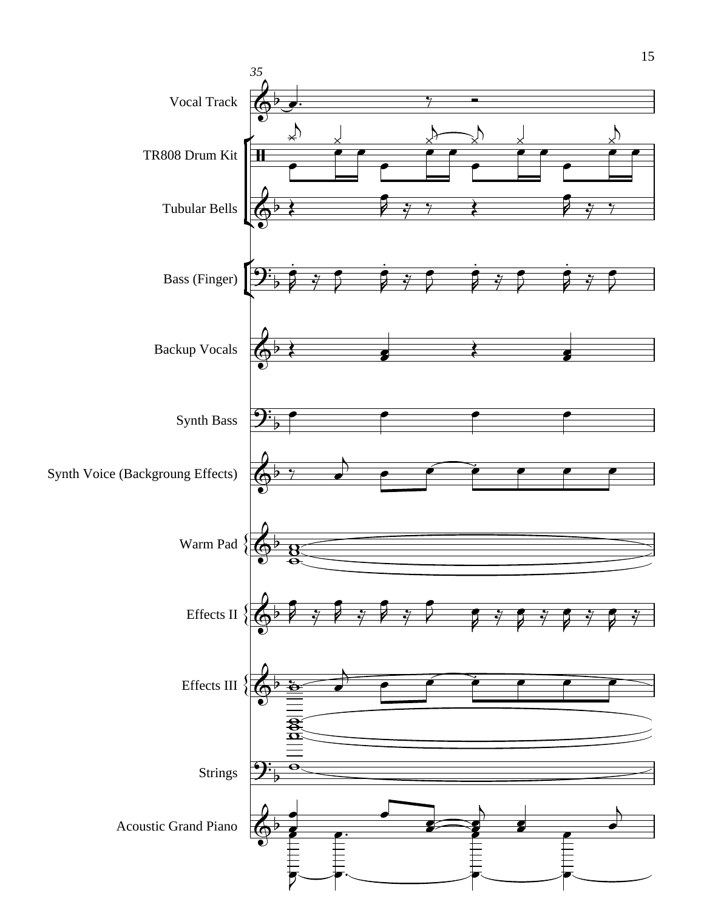Vocal Track

TR808 Drum Kit

Tubular Bells

Bass (Finger)

Backup Vocals

Synth Bass

Synth Voice (Backgroung Effects)

Warm Pad

Effects II

Effects III

Strings

Acoustic Grand Piano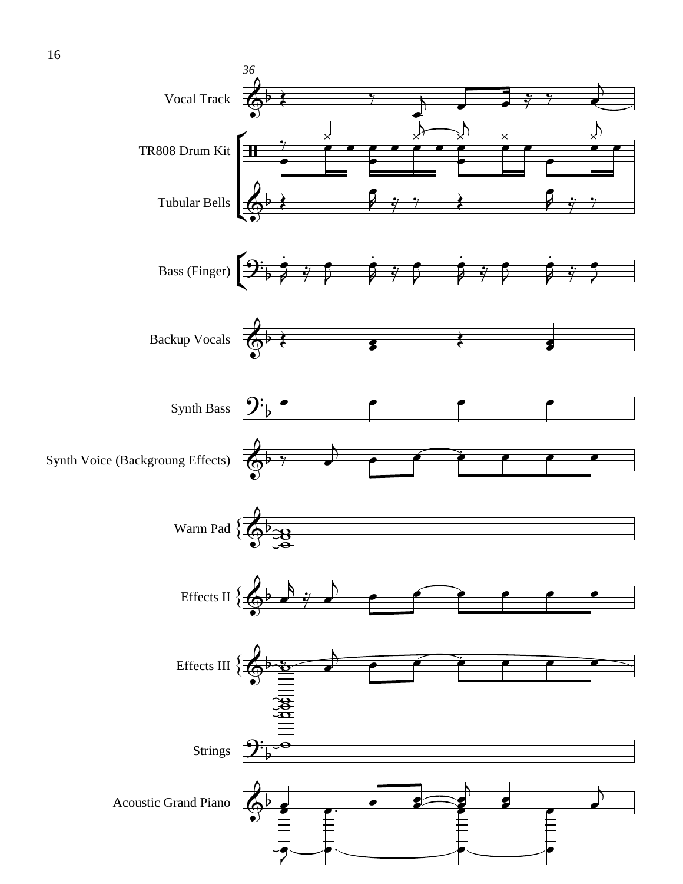36

Vocal Track

TR808 Drum Kit

Tubular Bells

Bass (Finger)

Backup Vocals

Synth Bass

Synth Voice (Backgroung Effects)

Warm Pad

Effects II

Effects III

Strings

Acoustic Grand Piano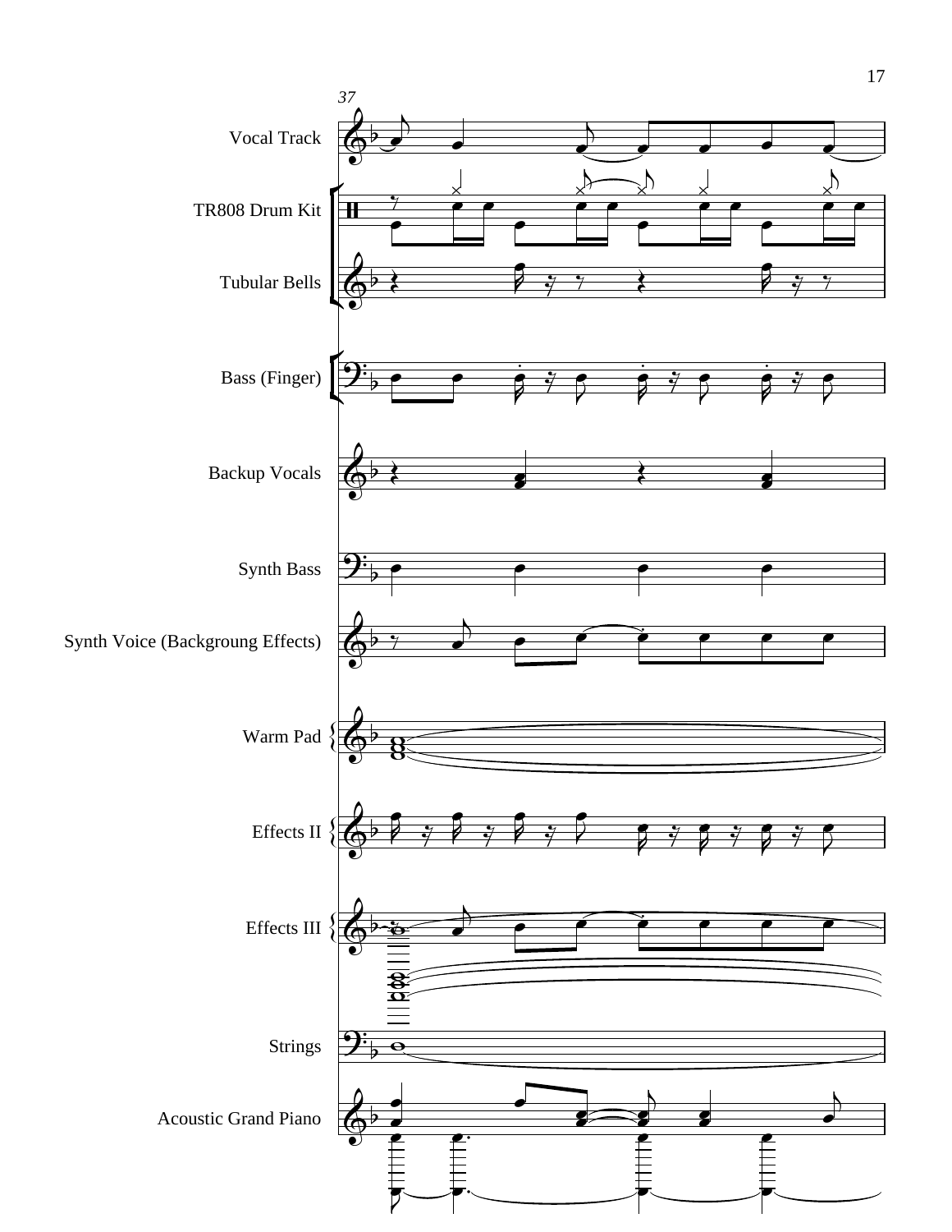37

Vocal Track

TR808 Drum Kit

Tubular Bells

Bass (Finger)

Backup Vocals

Synth Bass

Synth Voice (Backgroung Effects)

Warm Pad

Effects II

Effects III

Strings

Acoustic Grand Piano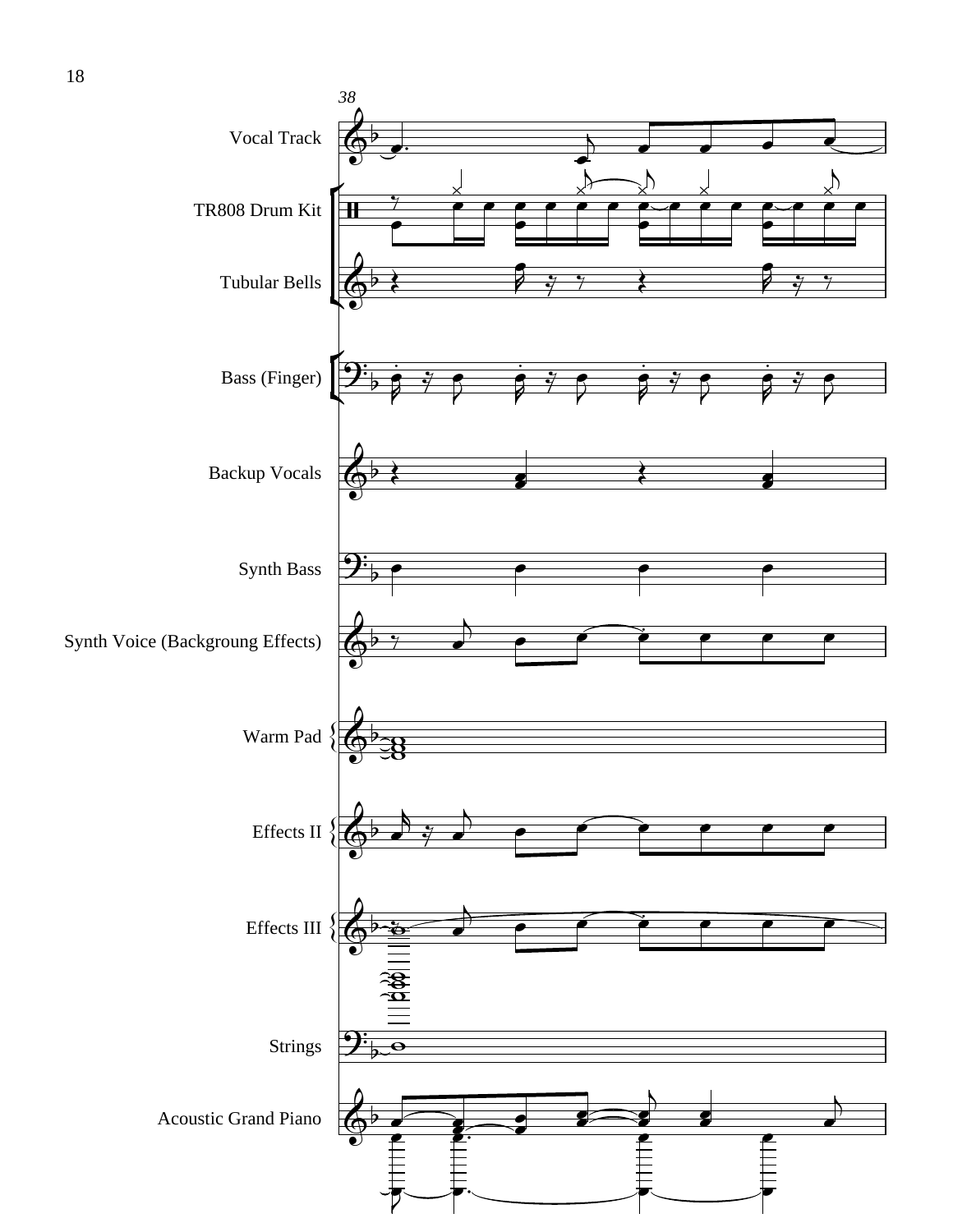38

Vocal Track

TR808 Drum Kit

Tubular Bells

Bass (Finger)

Backup Vocals

Synth Bass

Synth Voice (Backgroung Effects)

Warm Pad

Effects II

Effects III

Strings

Acoustic Grand Piano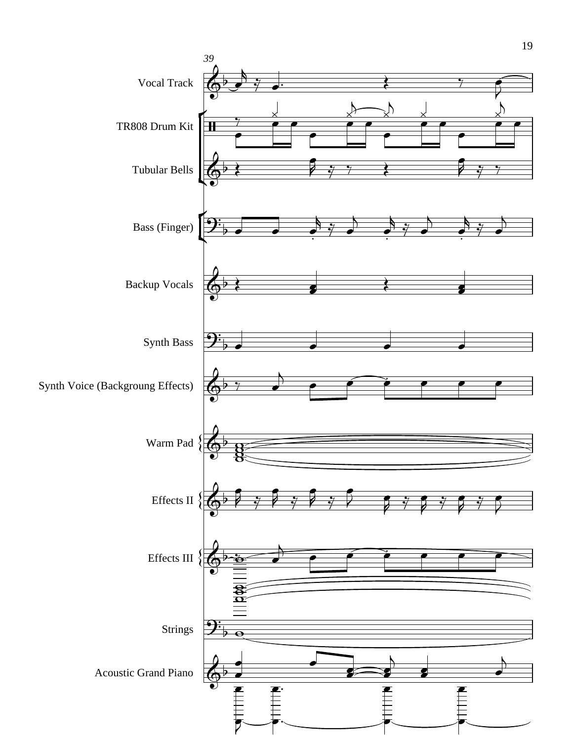39

Vocal Track

TR808 Drum Kit

Tubular Bells

Bass (Finger)

Backup Vocals

Synth Bass

Synth Voice (Backgroung Effects)

Warm Pad

Effects II

Effects III

Strings

Acoustic Grand Piano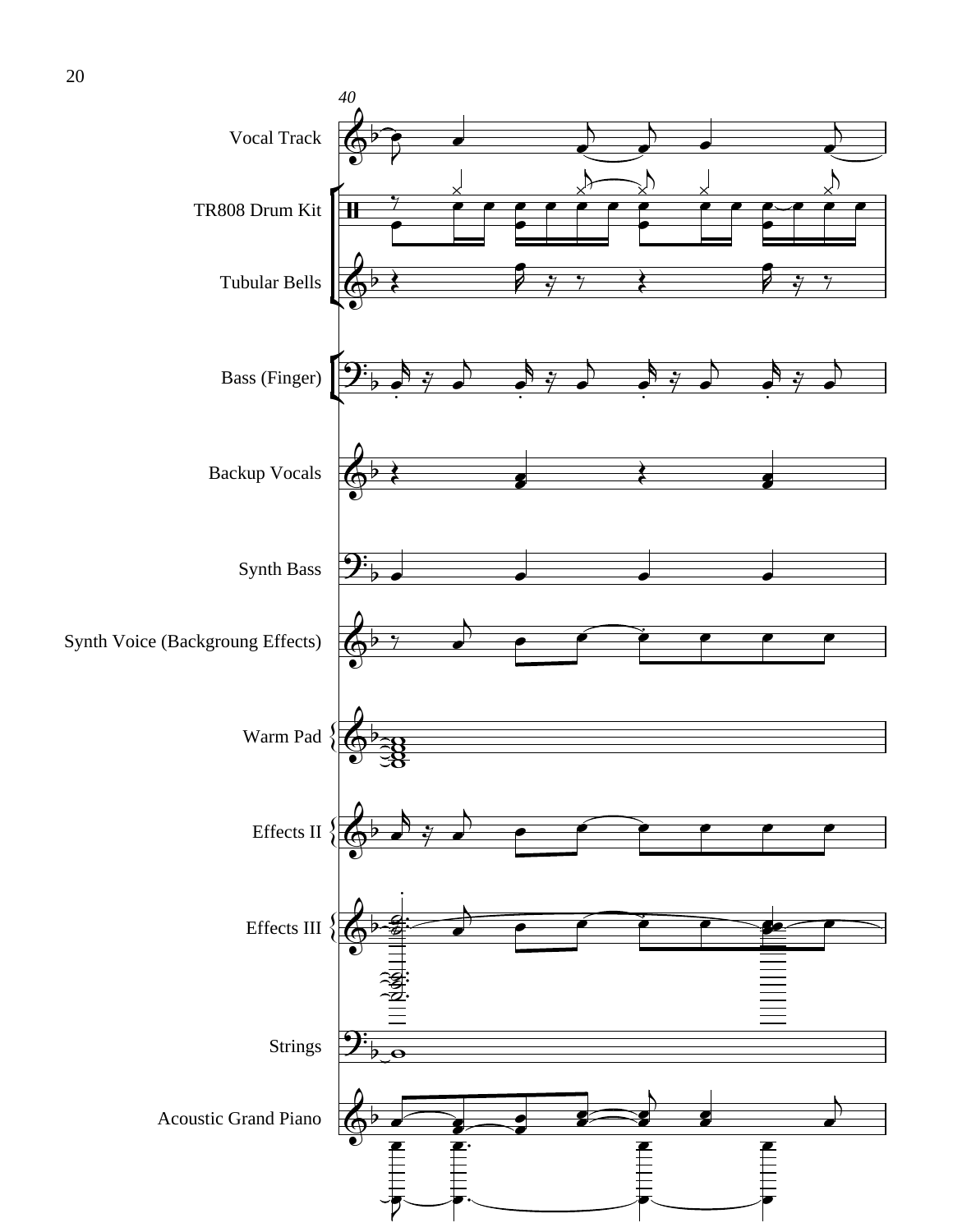40

Vocal Track

TR808 Drum Kit

Tubular Bells

Bass (Finger)

Backup Vocals

Synth Bass

Synth Voice (Backgroung Effects)

Warm Pad

Effects II

Effects III

Strings

Acoustic Grand Piano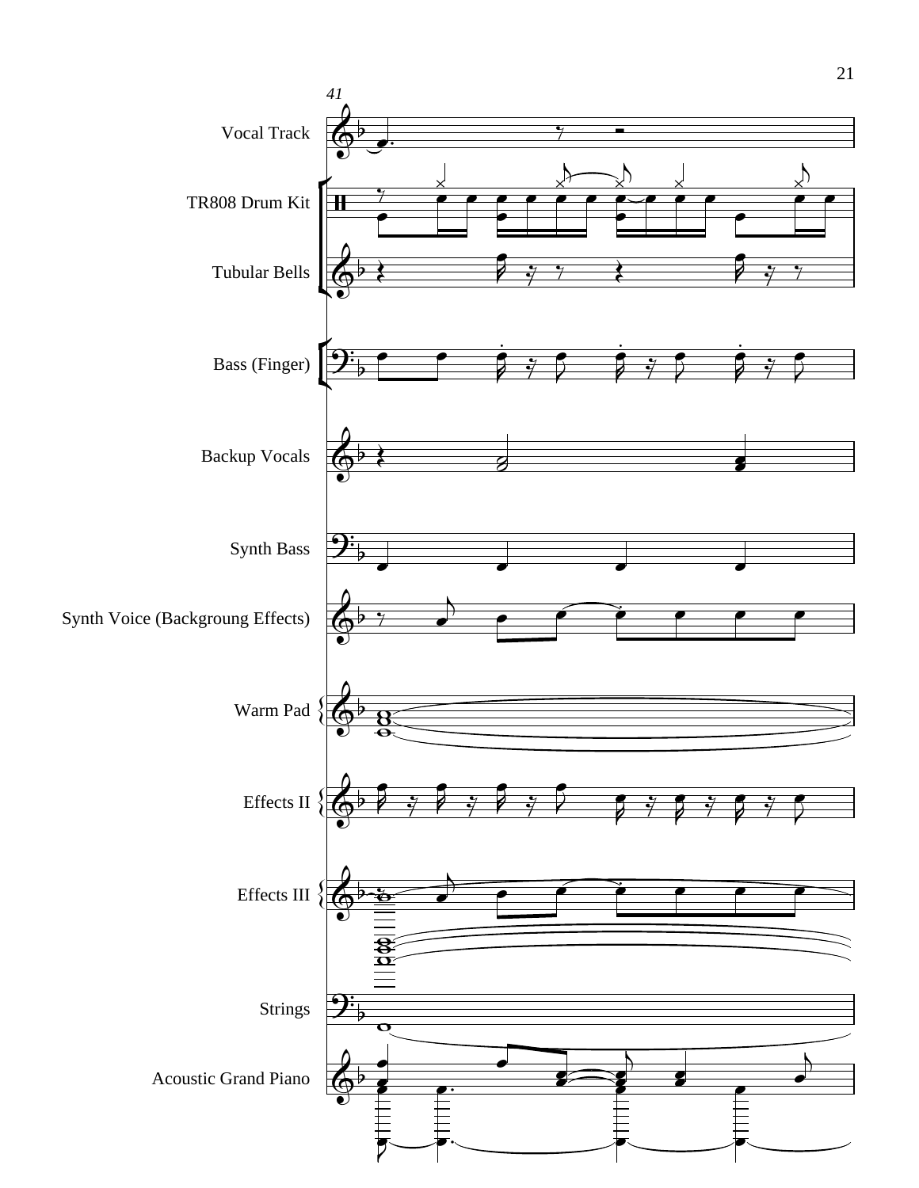41

Vocal Track

TR808 Drum Kit

Tubular Bells

Bass (Finger)

Backup Vocals

Synth Bass

Synth Voice (Backgroung Effects)

Warm Pad

Effects II

Effects III

Strings

Acoustic Grand Piano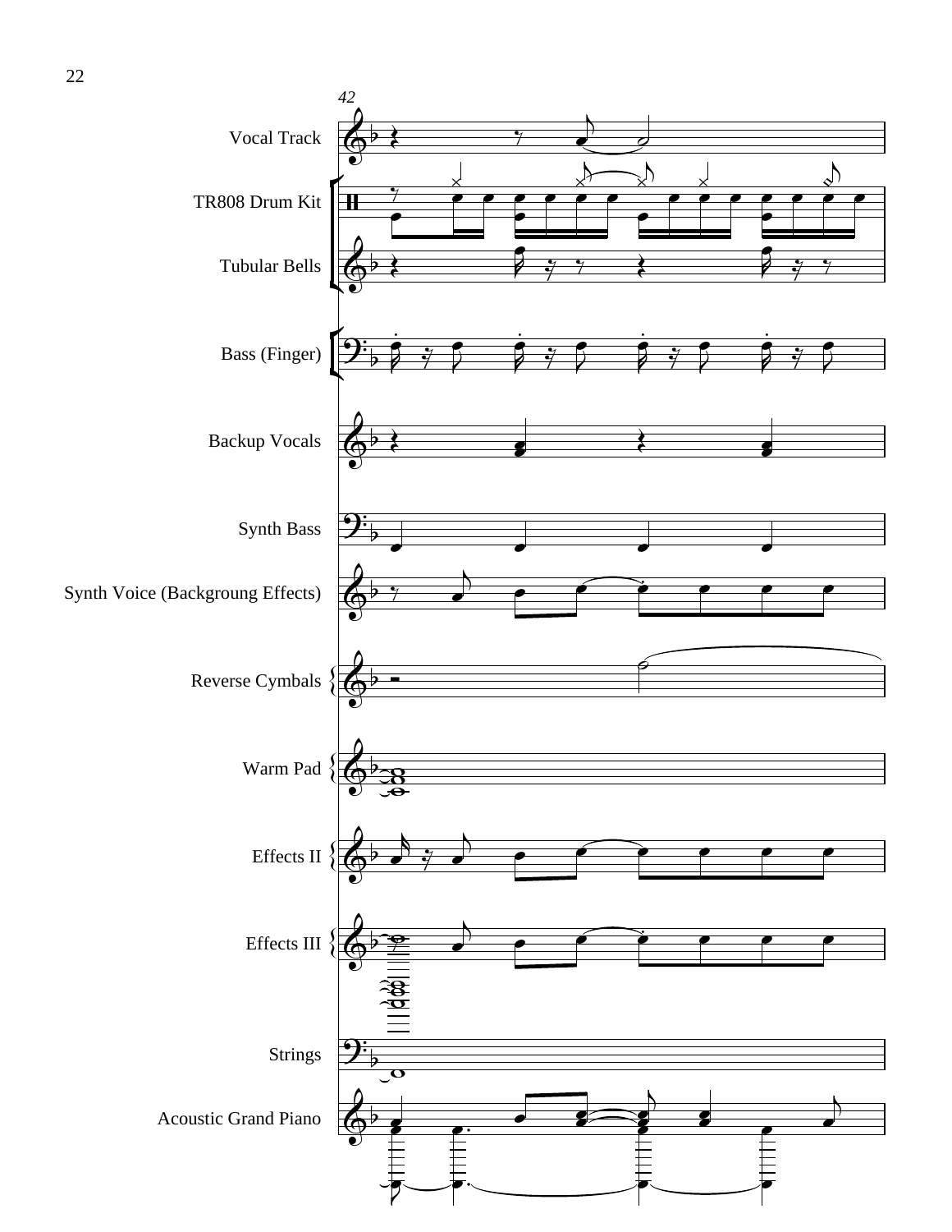Vocal Track

TR808 Drum Kit

Tubular Bells

Bass (Finger)

Backup Vocals

Synth Bass

Synth Voice (Backgroung Effects)

Reverse Cymbals

Warm Pad

Effects II

Effects III

Strings

Acoustic Grand Piano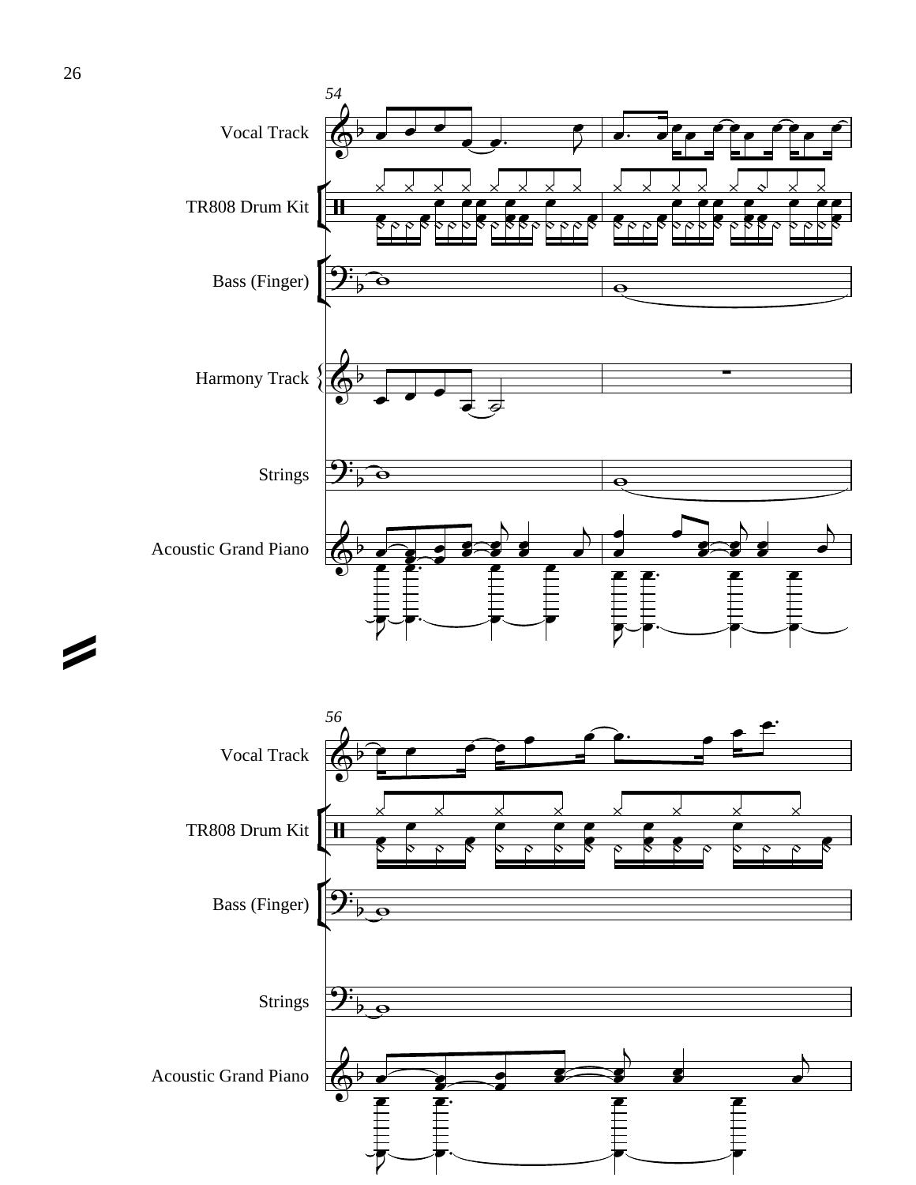54

Vocal Track

TR808 Drum Kit

Bass (Finger)

Harmony Track

Strings

Acoustic Grand Piano

56

Vocal Track

TR808 Drum Kit

Bass (Finger)

Strings

Acoustic Grand Piano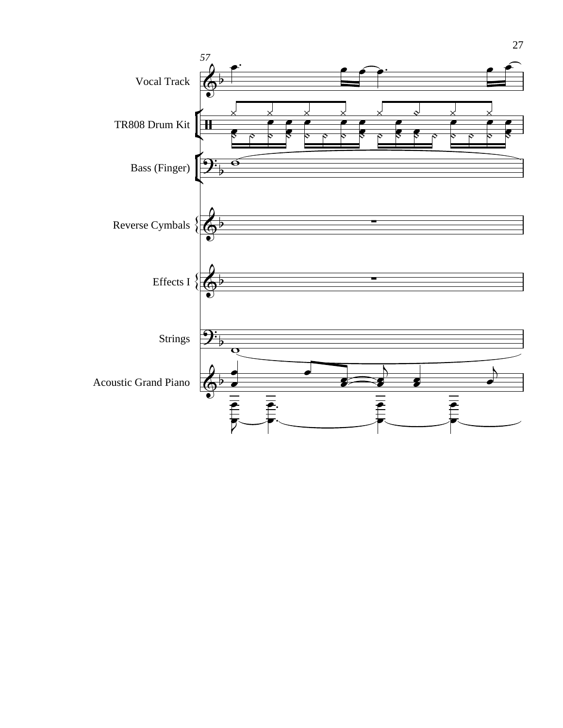Vocal Track

TR808 Drum Kit

Bass (Finger)

Reverse Cymbals

Effects I

Strings

Acoustic Grand Piano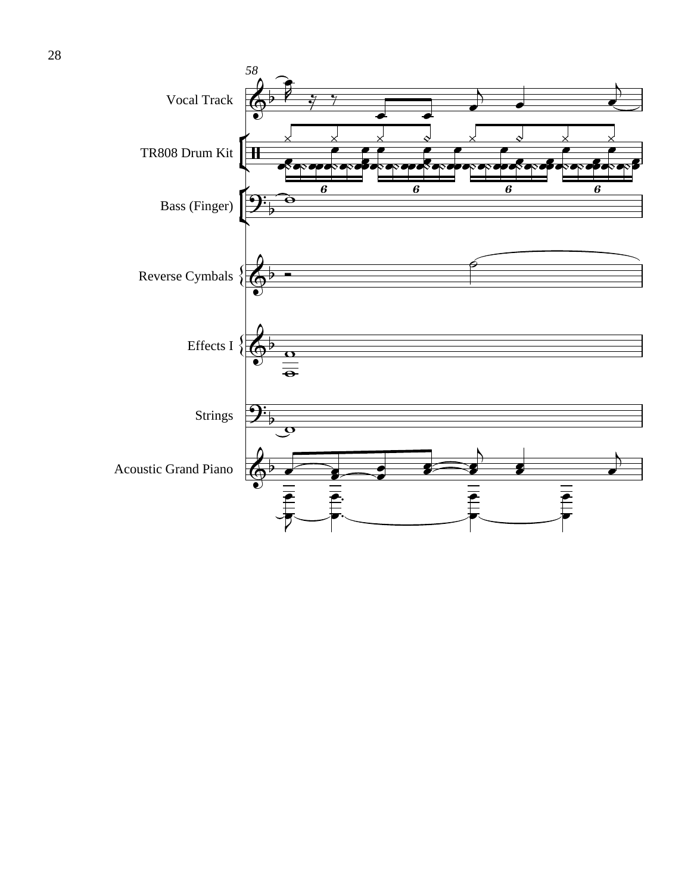58

Vocal Track

TR808 Drum Kit

Bass (Finger)

Reverse Cymbals

Effects I

Strings

Acoustic Grand Piano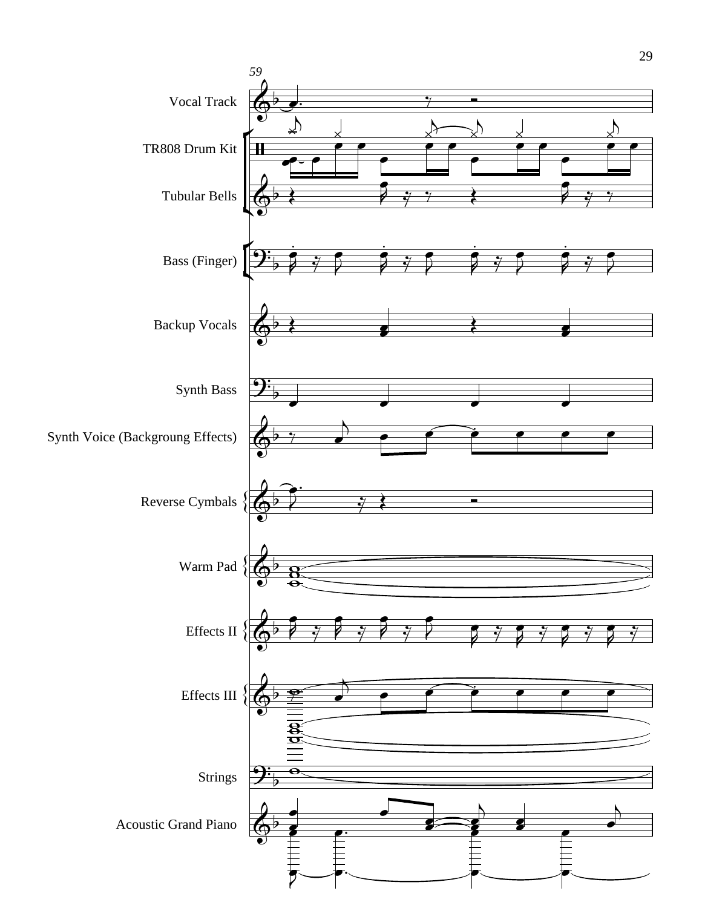59

Vocal Track

TR808 Drum Kit

Tubular Bells

Bass (Finger)

Backup Vocals

Synth Bass

Synth Voice (Backgroung Effects)

Reverse Cymbals

Warm Pad

Effects II

Effects III

Strings

Acoustic Grand Piano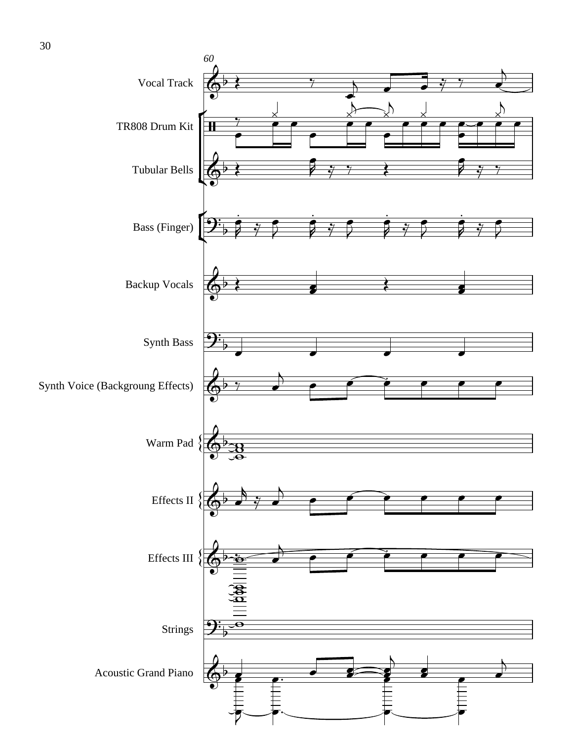60

Vocal Track

TR808 Drum Kit

Tubular Bells

Bass (Finger)

Backup Vocals

Synth Bass

Synth Voice (Backgroung Effects)

Warm Pad

Effects II

Effects III

Strings

Acoustic Grand Piano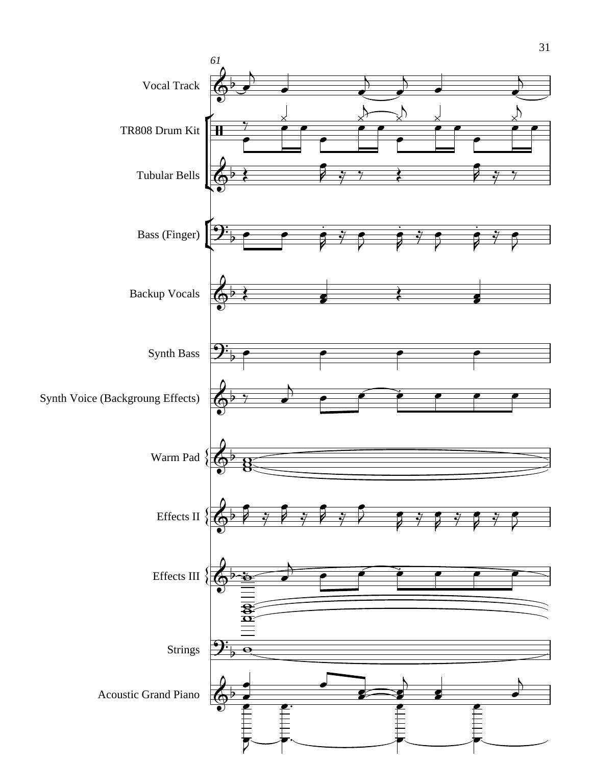61

Vocal Track

TR808 Drum Kit

Tubular Bells

Bass (Finger)

Backup Vocals

Synth Bass

Synth Voice (Backgroung Effects)

Warm Pad

Effects II

Effects III

Strings

Acoustic Grand Piano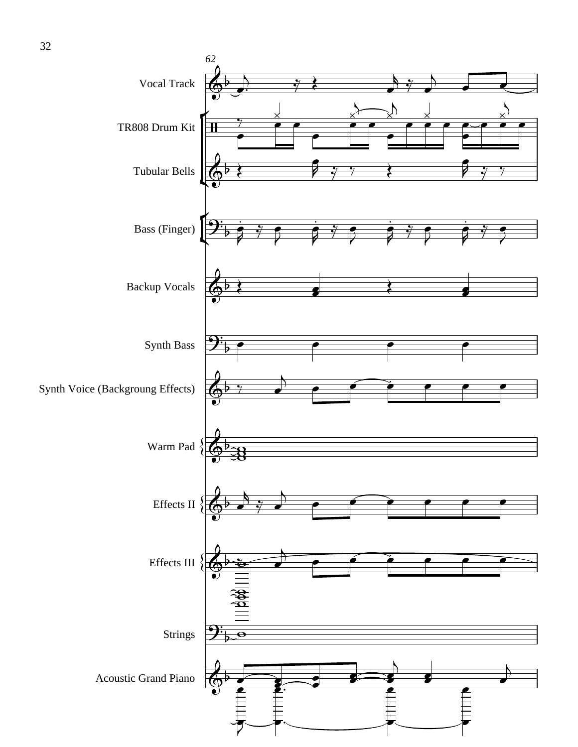62

Vocal Track

TR808 Drum Kit

Tubular Bells

Bass (Finger)

Backup Vocals

Synth Bass

Synth Voice (Backgroung Effects)

Warm Pad

Effects II

Effects III

Strings

Acoustic Grand Piano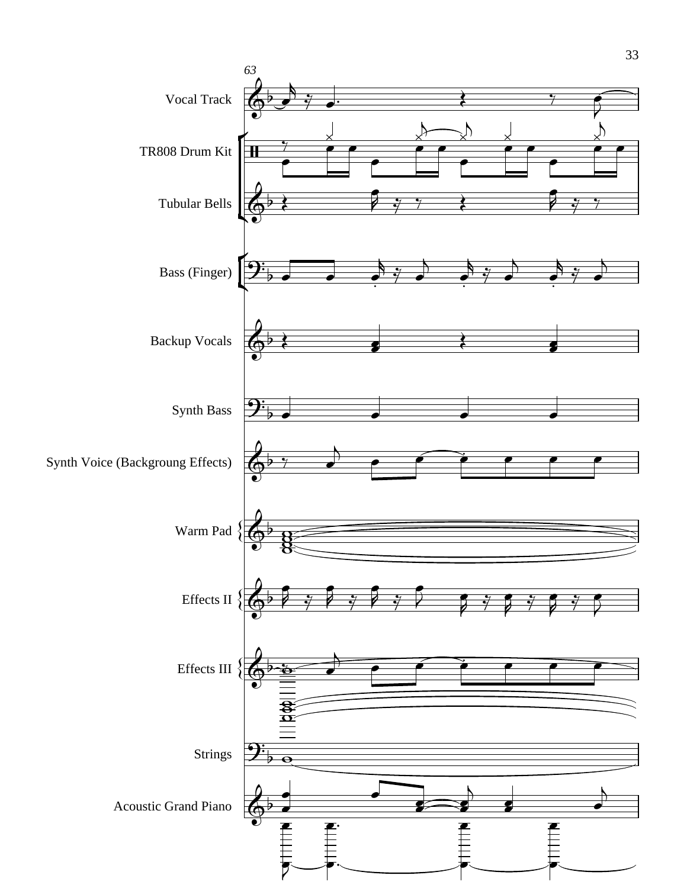63

Vocal Track

TR808 Drum Kit

Tubular Bells

Bass (Finger)

Backup Vocals

Synth Bass

Synth Voice (Backgroung Effects)

Warm Pad

Effects II

Effects III

Strings

Acoustic Grand Piano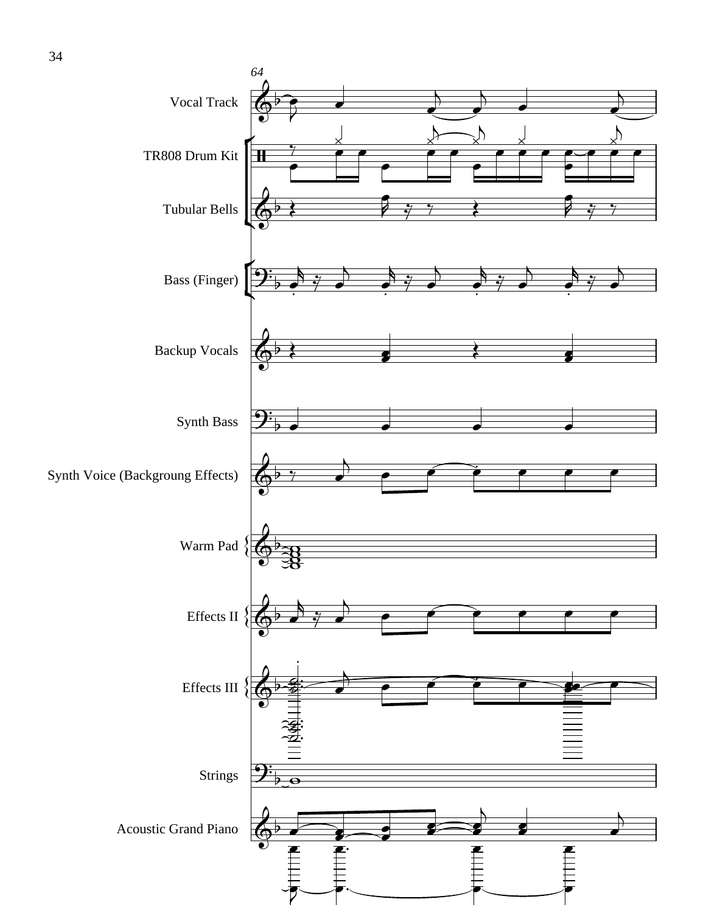64

Vocal Track

TR808 Drum Kit

Tubular Bells

Bass (Finger)

Backup Vocals

Synth Bass

Synth Voice (Backgroung Effects)

Warm Pad

Effects II

Effects III

Strings

Acoustic Grand Piano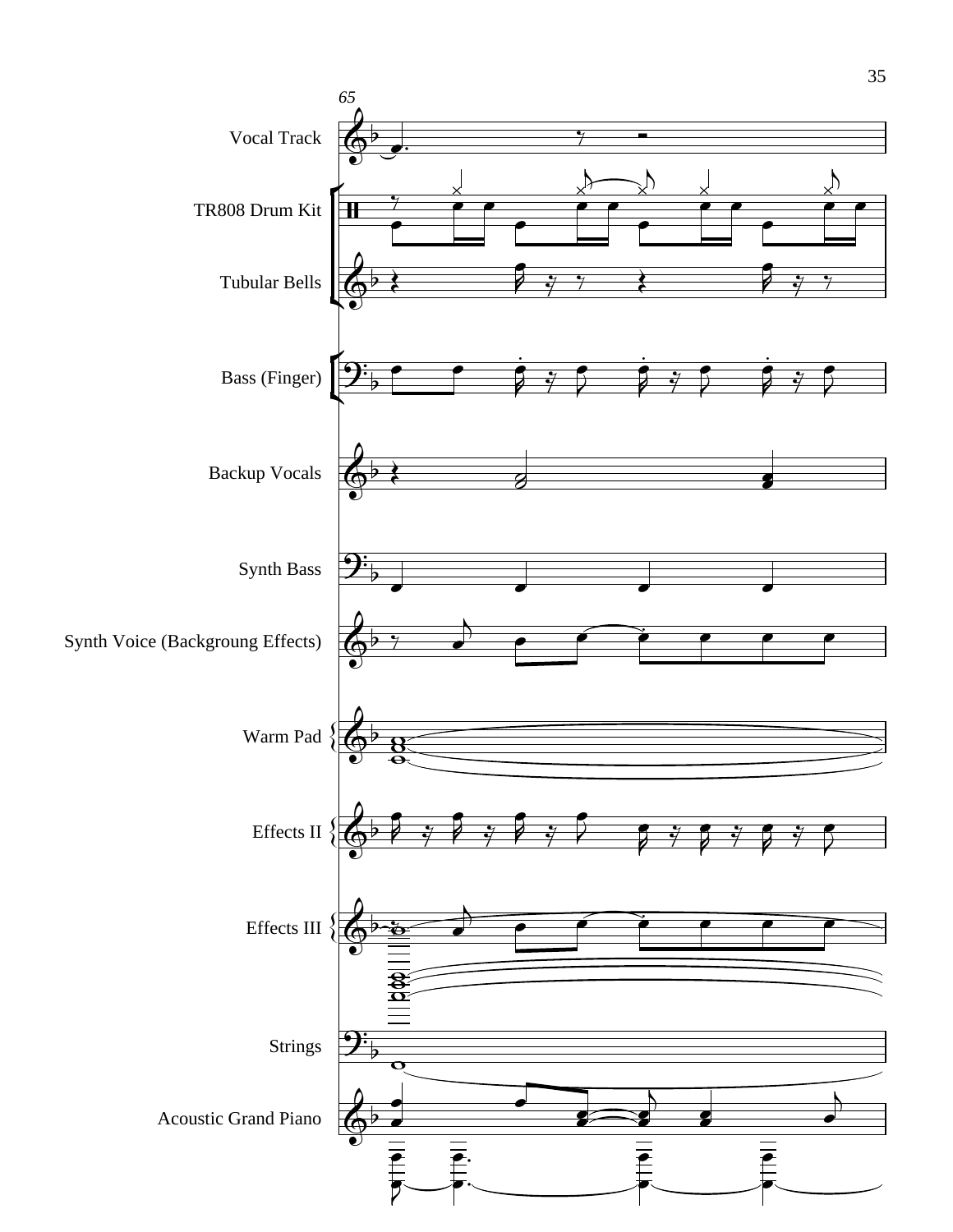65

Vocal Track

TR808 Drum Kit

Tubular Bells

Bass (Finger)

Backup Vocals

Synth Bass

Synth Voice (Backgroung Effects)

Warm Pad

Effects II

Effects III

Strings

Acoustic Grand Piano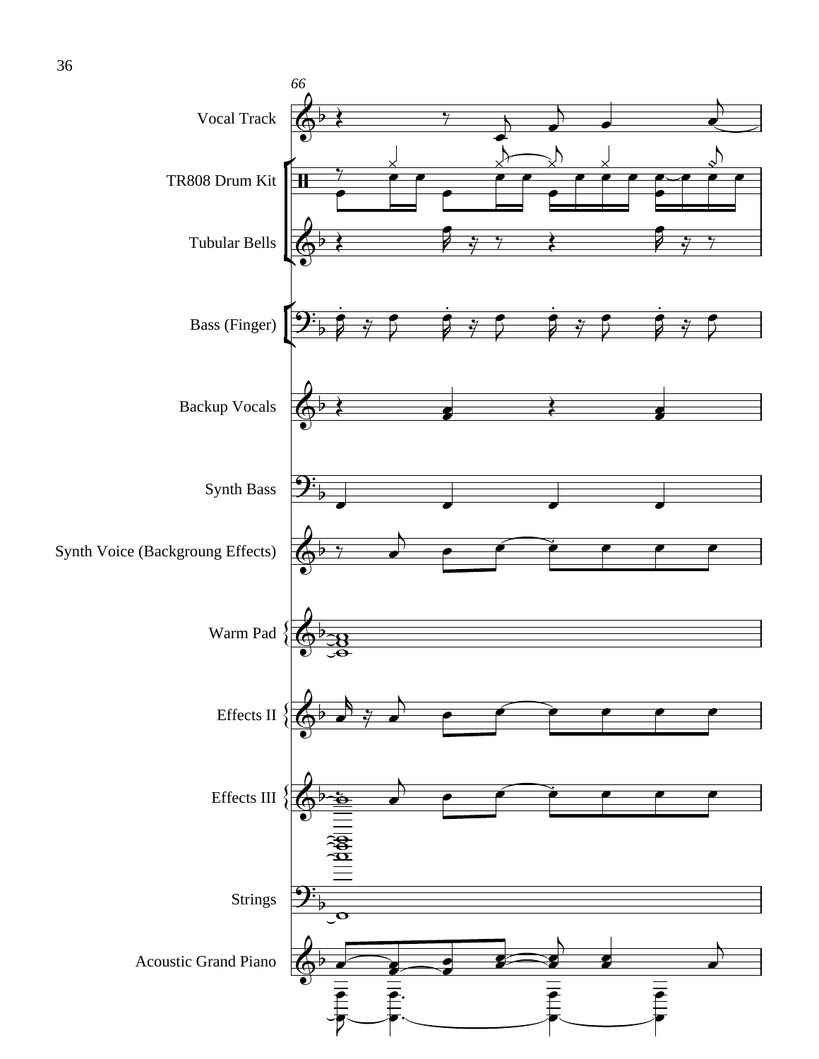66

Vocal Track

TR808 Drum Kit

Tubular Bells

Bass (Finger)

Backup Vocals

Synth Bass

Synth Voice (Backgroung Effects)

Warm Pad

Effects II

Effects III

Strings

Acoustic Grand Piano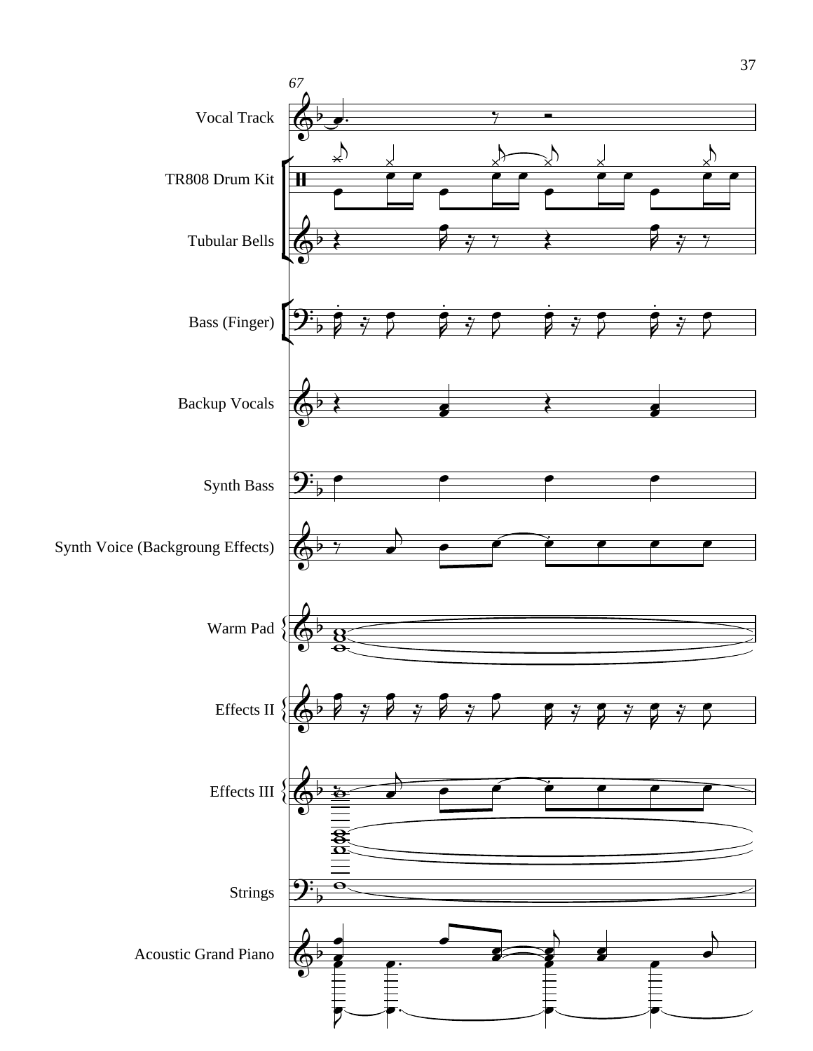67

Vocal Track

TR808 Drum Kit

Tubular Bells

Bass (Finger)

Backup Vocals

Synth Bass

Synth Voice (Backgroung Effects)

Warm Pad

Effects II

Effects III

Strings

Acoustic Grand Piano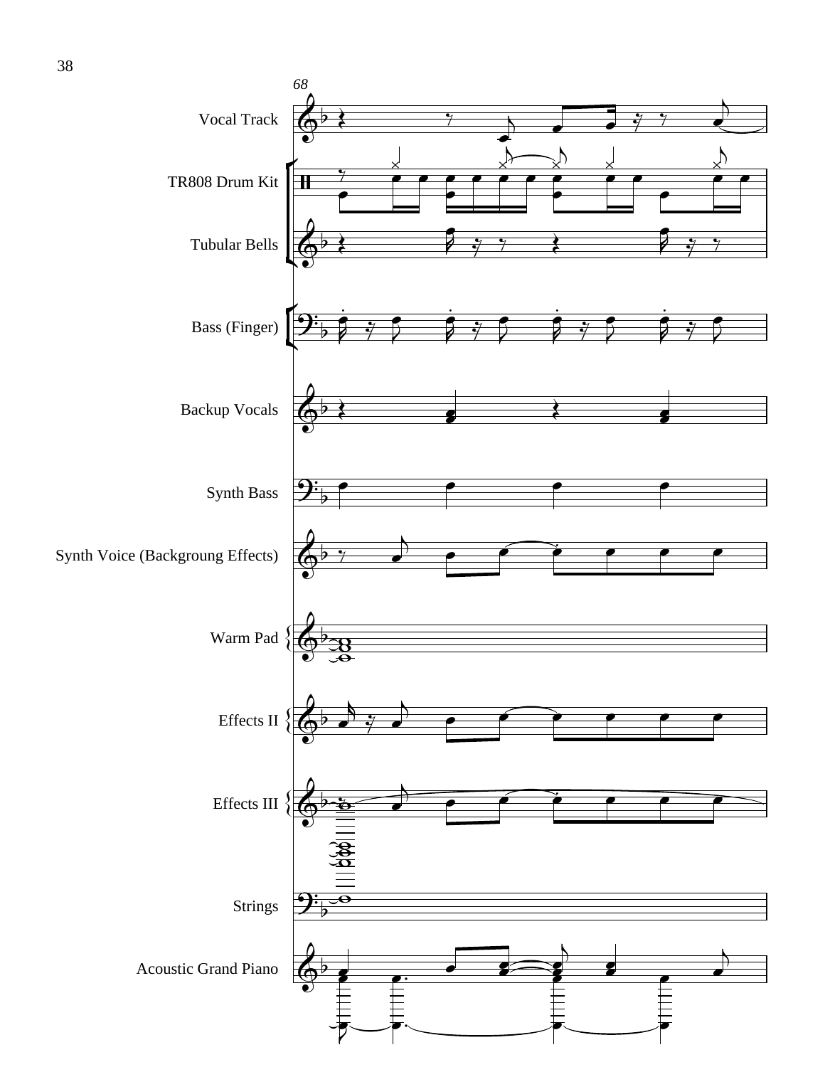Vocal Track

TR808 Drum Kit

Tubular Bells

Bass (Finger)

Backup Vocals

Synth Bass

Synth Voice (Backgroung Effects)

Warm Pad

Effects II

Effects III

Strings

Acoustic Grand Piano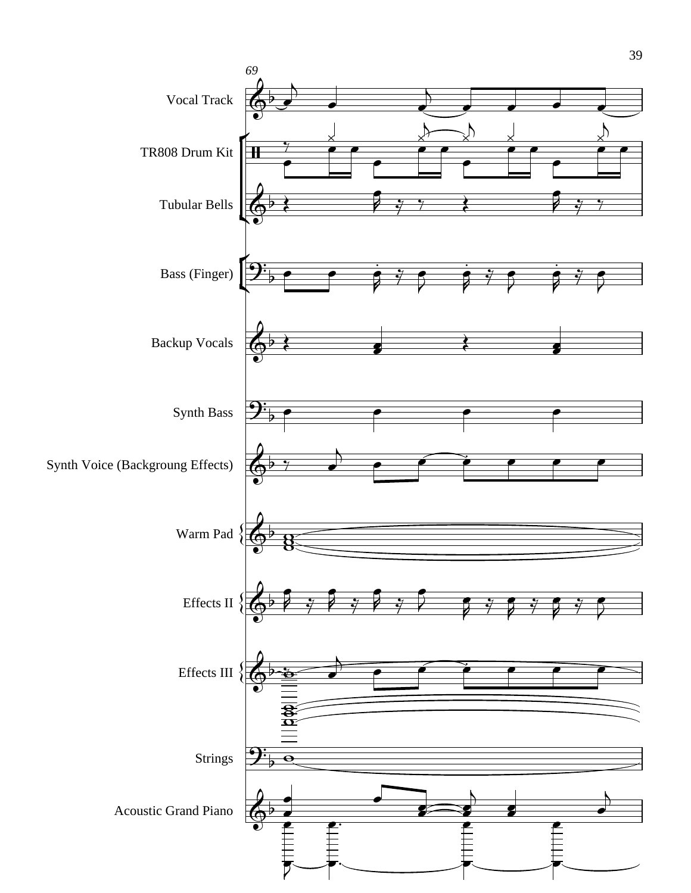69

Vocal Track

TR808 Drum Kit

Tubular Bells

Bass (Finger)

Backup Vocals

Synth Bass

Synth Voice (Backgroung Effects)

Warm Pad

Effects II

Effects III

Strings

Acoustic Grand Piano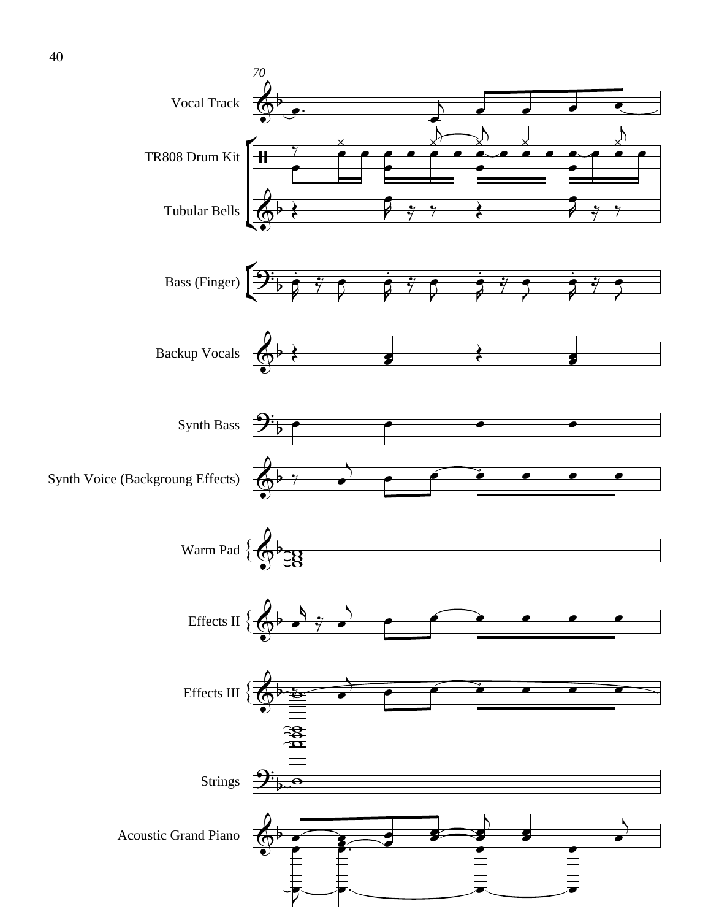70

Vocal Track

TR808 Drum Kit

Tubular Bells

Bass (Finger)

Backup Vocals

Synth Bass

Synth Voice (Backgroung Effects)

Warm Pad

Effects II

Effects III

Strings

Acoustic Grand Piano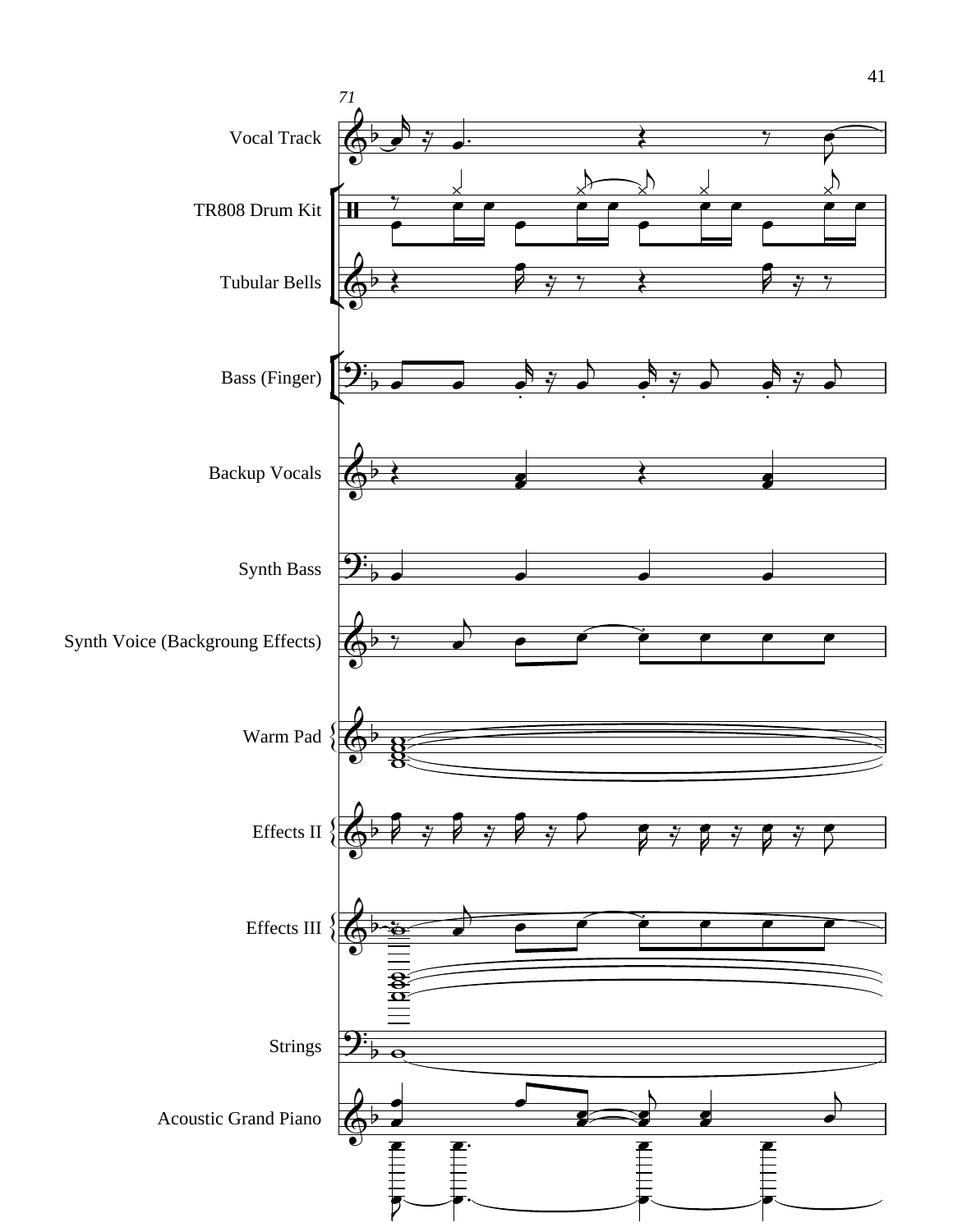71

Vocal Track

TR808 Drum Kit

Tubular Bells

Bass (Finger)

Backup Vocals

Synth Bass

Synth Voice (Backgroung Effects)

Warm Pad

Effects II

Effects III

Strings

Acoustic Grand Piano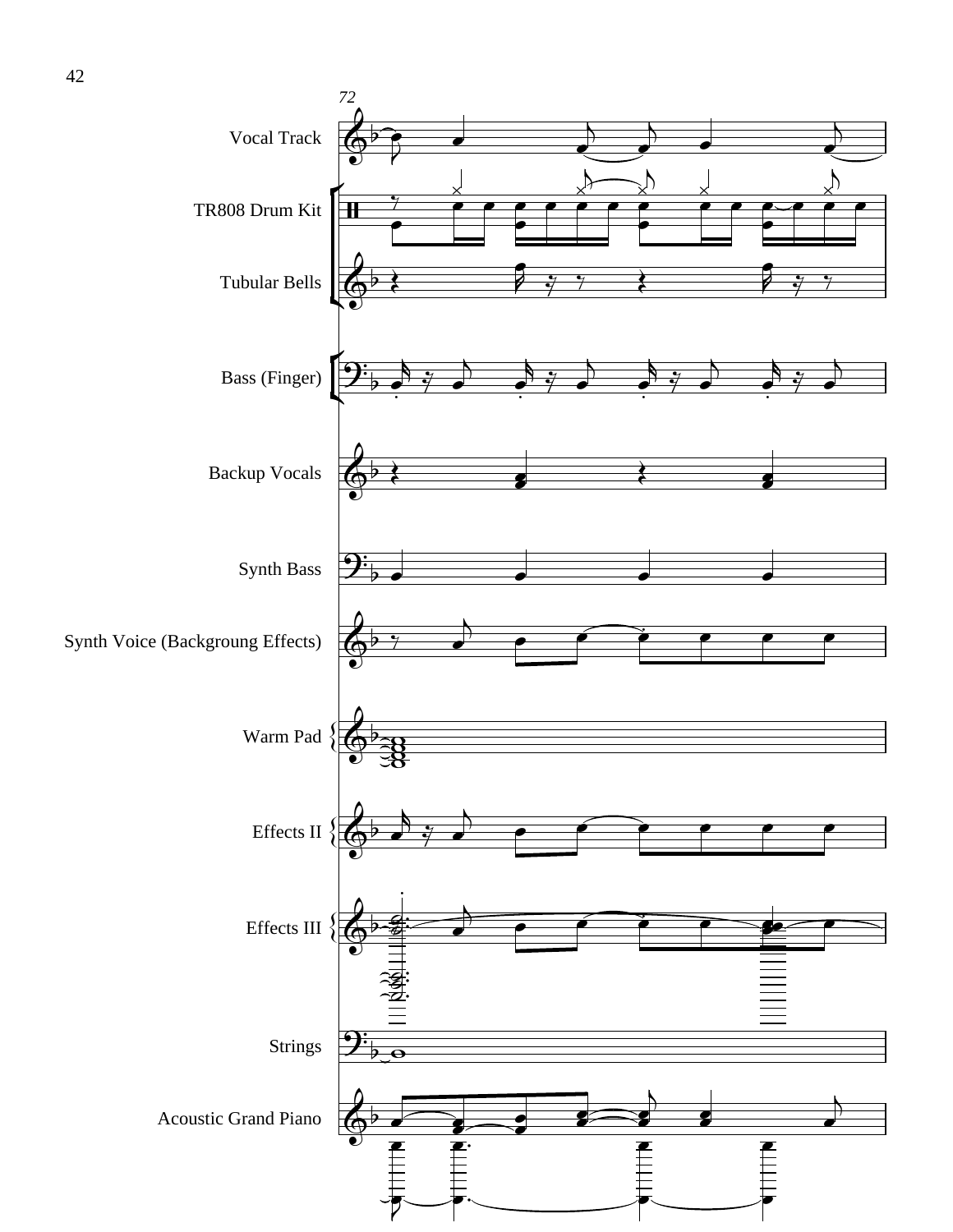72

Vocal Track

TR808 Drum Kit

Tubular Bells

Bass (Finger)

Backup Vocals

Synth Bass

Synth Voice (Backgroung Effects)

Warm Pad

Effects II

Effects III

Strings

Acoustic Grand Piano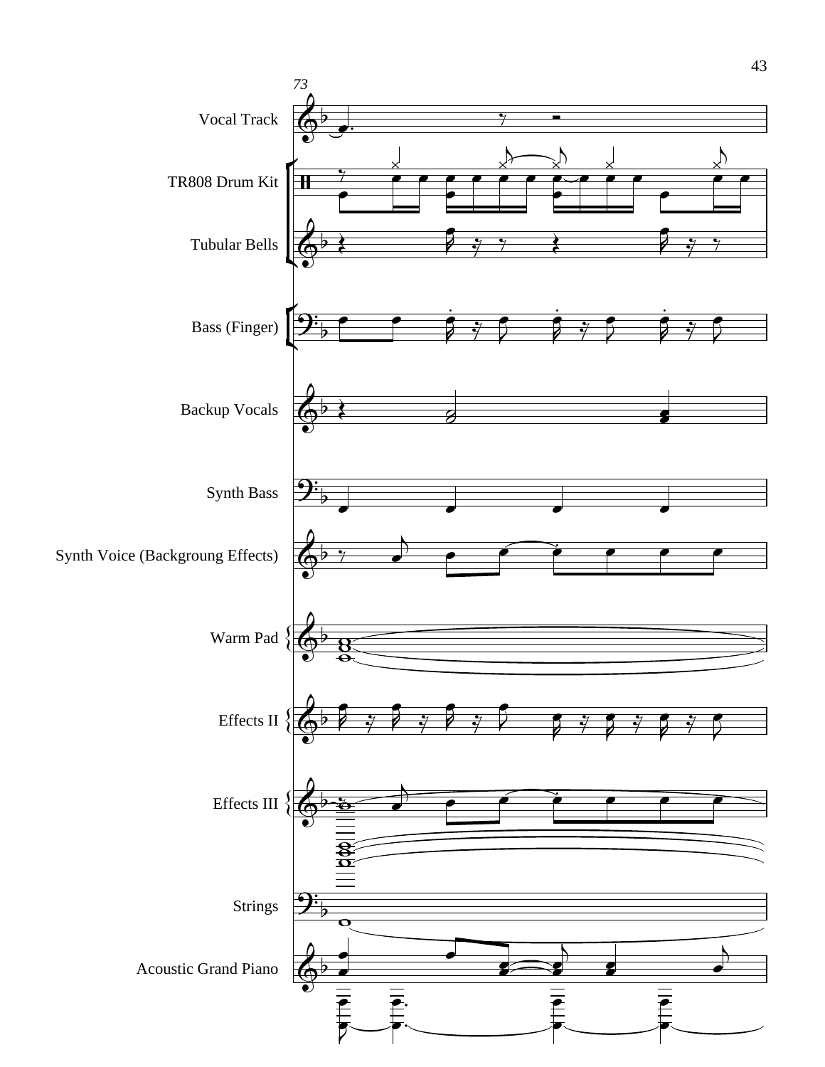73

Vocal Track

TR808 Drum Kit

Tubular Bells

Bass (Finger)

Backup Vocals

Synth Bass

Synth Voice (Backgroung Effects)

Warm Pad

Effects II

Effects III

Strings

Acoustic Grand Piano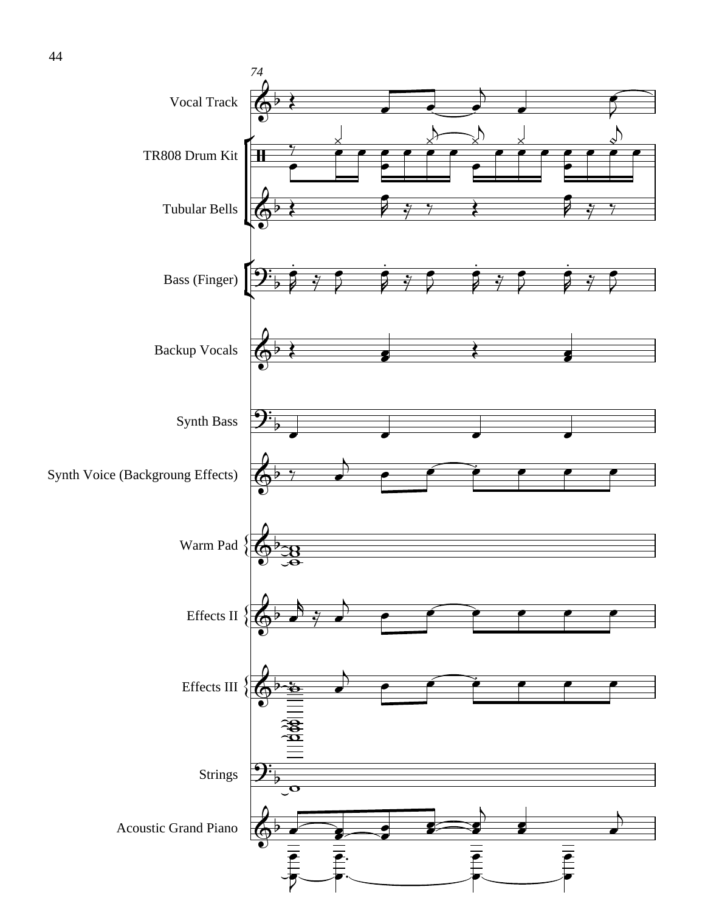74

Vocal Track

TR808 Drum Kit

Tubular Bells

Bass (Finger)

Backup Vocals

Synth Bass

Synth Voice (Backgroung Effects)

Warm Pad

Effects II

Effects III

Strings

Acoustic Grand Piano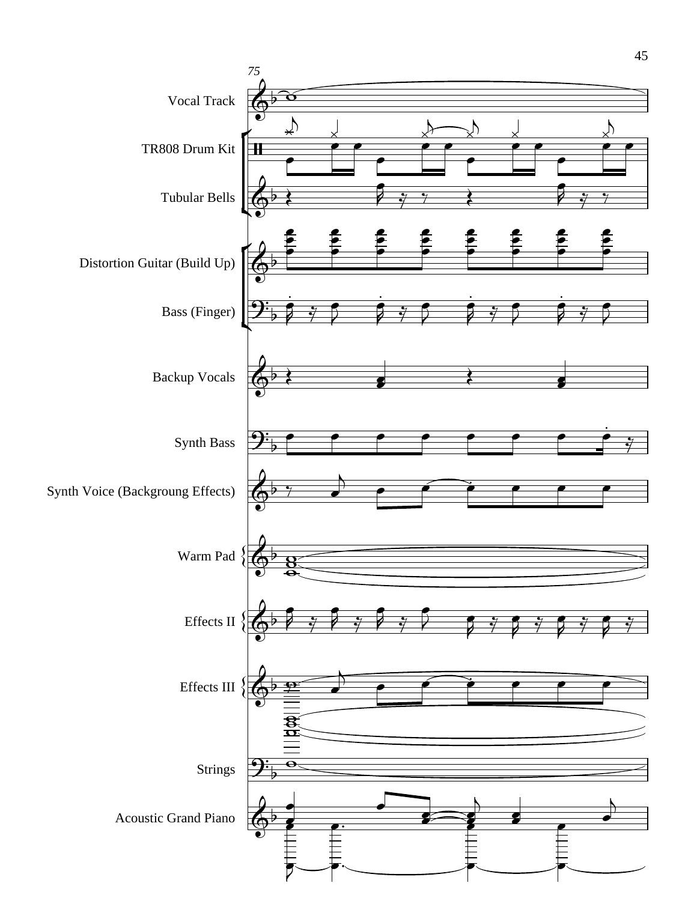Vocal Track

TR808 Drum Kit

Tubular Bells

Distortion Guitar (Build Up)

Bass (Finger)

Backup Vocals

Synth Bass

Synth Voice (Backgroung Effects)

Warm Pad

Effects II

Effects III

Strings

Acoustic Grand Piano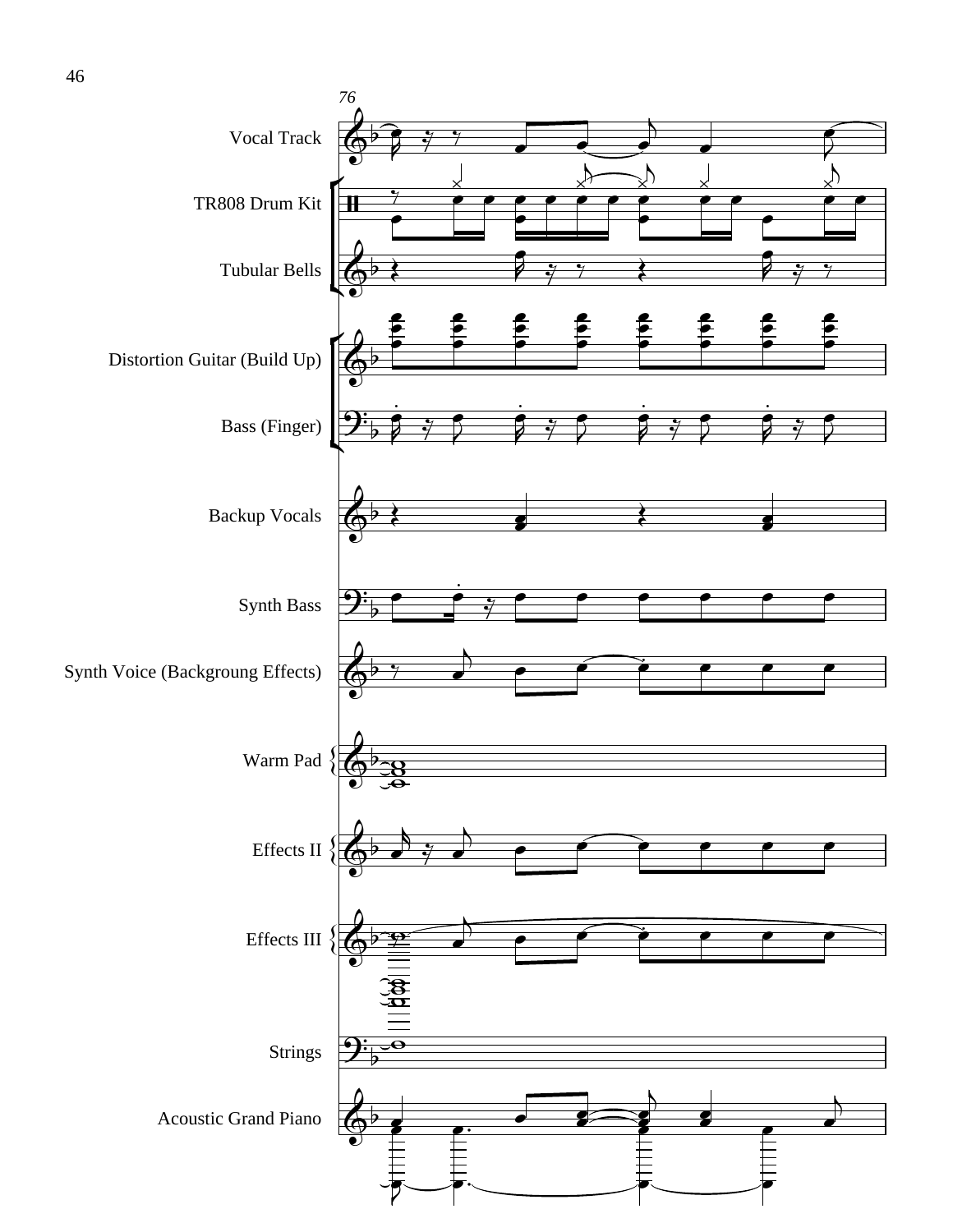Vocal Track

TR808 Drum Kit

Tubular Bells

Distortion Guitar (Build Up)

Bass (Finger)

Backup Vocals

Synth Bass

Synth Voice (Backgroung Effects)

Warm Pad

Effects II

Effects III

Strings

Acoustic Grand Piano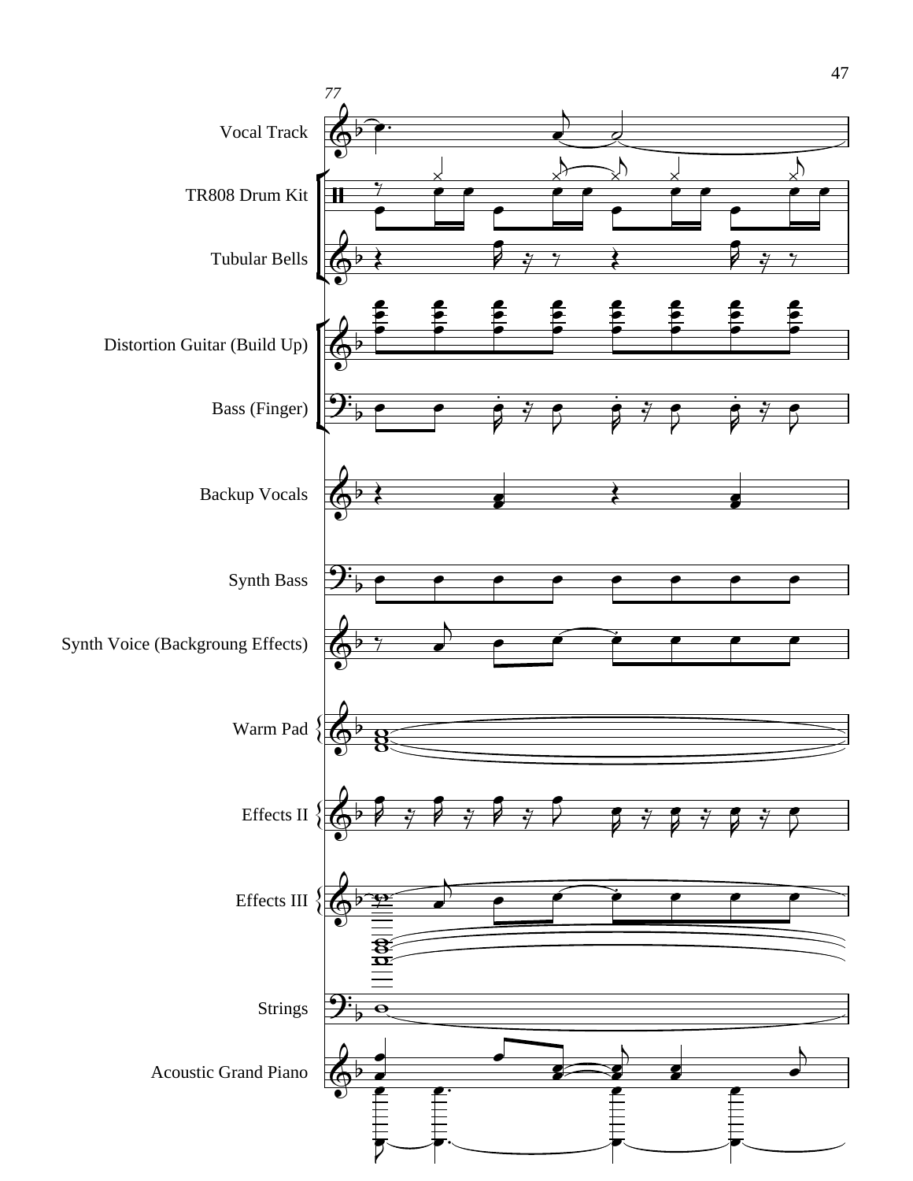77

Vocal Track

TR808 Drum Kit

Tubular Bells

Distortion Guitar (Build Up)

Bass (Finger)

Backup Vocals

Synth Bass

Synth Voice (Backgroung Effects)

Warm Pad

Effects II

Effects III

Strings

Acoustic Grand Piano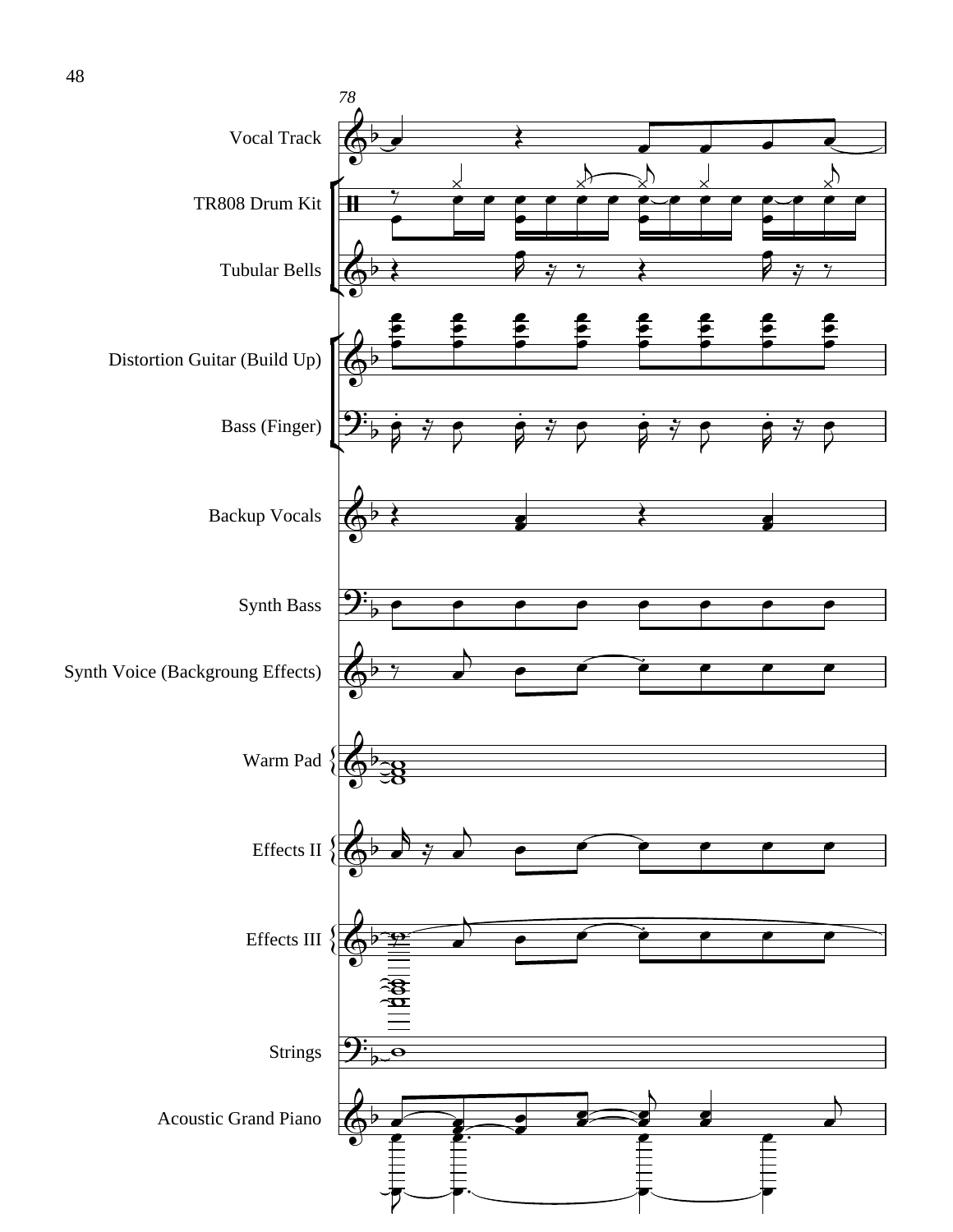78

Vocal Track

TR808 Drum Kit

Tubular Bells

Distortion Guitar (Build Up)

Bass (Finger)

Backup Vocals

Synth Bass

Synth Voice (Backgroung Effects)

Warm Pad

Effects II

Effects III

Strings

Acoustic Grand Piano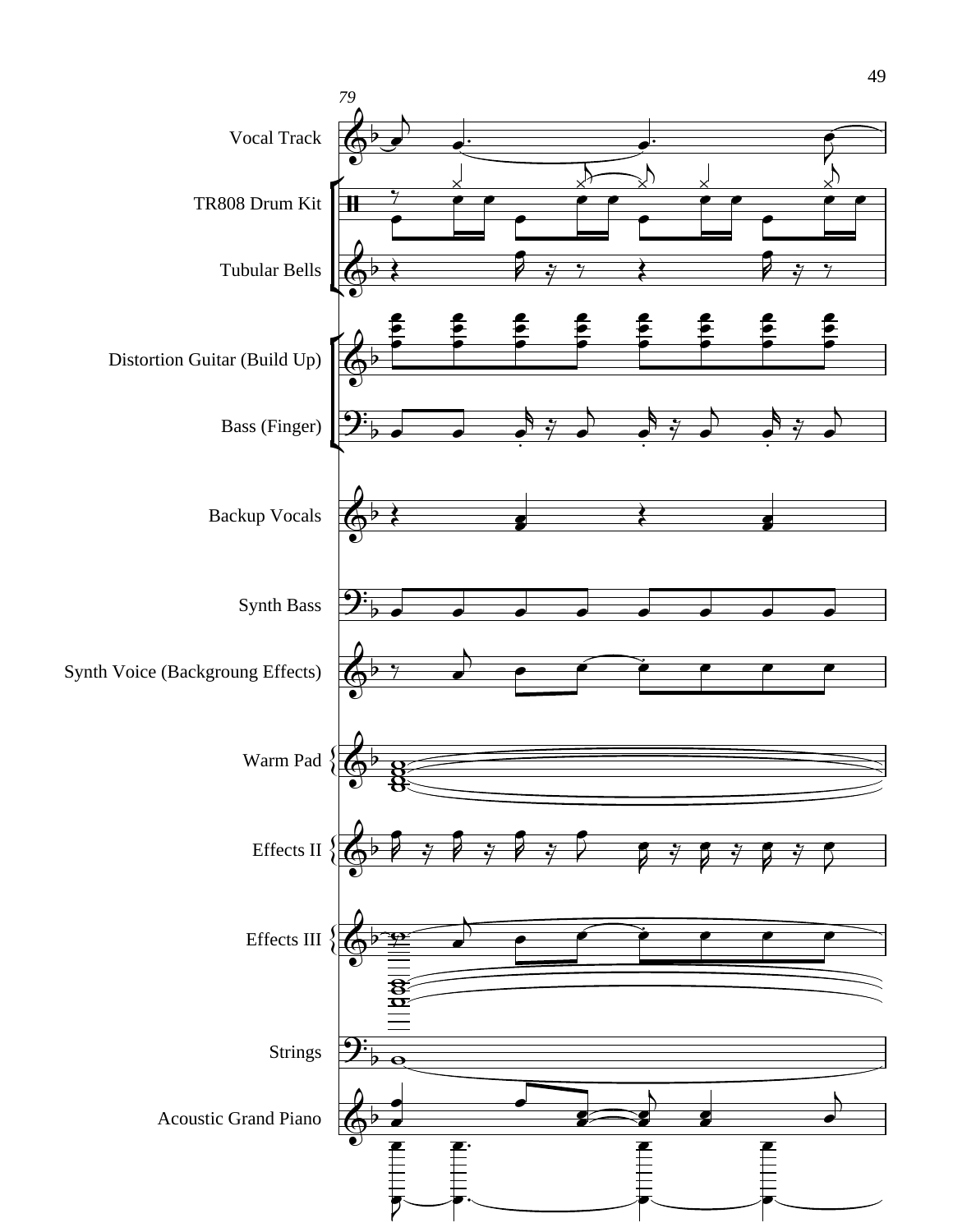79

Vocal Track

TR808 Drum Kit

Tubular Bells

Distortion Guitar (Build Up)

Bass (Finger)

Backup Vocals

Synth Bass

Synth Voice (Backgroung Effects)

Warm Pad

Effects II

Effects III

Strings

Acoustic Grand Piano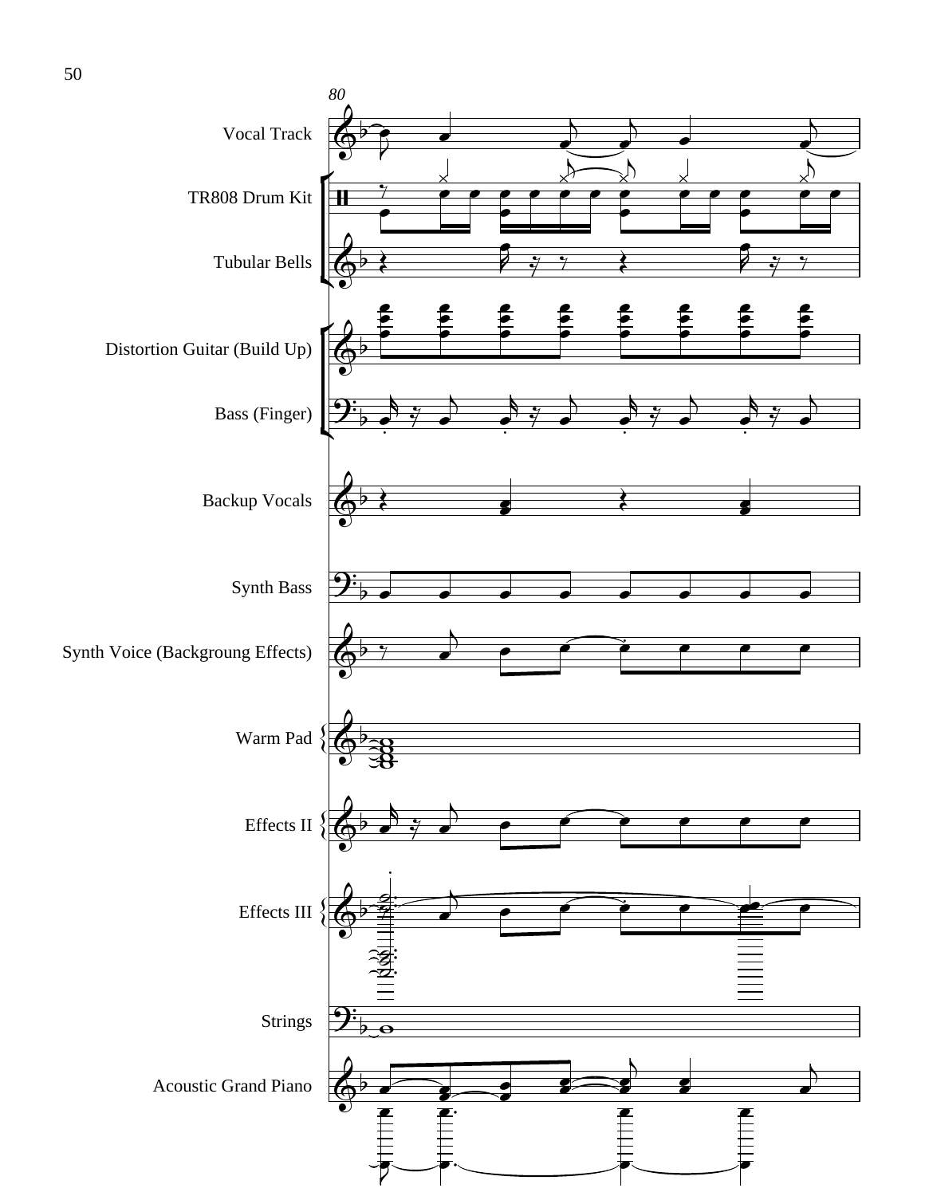80

Vocal Track

TR808 Drum Kit

Tubular Bells

Distortion Guitar (Build Up)

Bass (Finger)

Backup Vocals

Synth Bass

Synth Voice (Backgroung Effects)

Warm Pad

Effects II

Effects III

Strings

Acoustic Grand Piano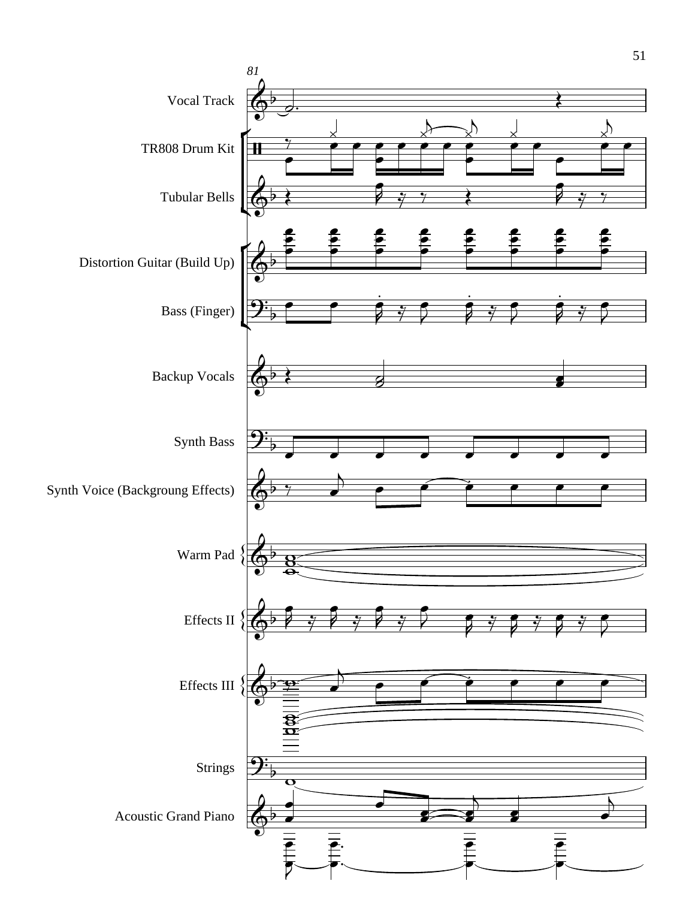81

Vocal Track

TR808 Drum Kit

Tubular Bells

Distortion Guitar (Build Up)

Bass (Finger)

Backup Vocals

Synth Bass

Synth Voice (Backgroung Effects)

Warm Pad

Effects II

Effects III

Strings

Acoustic Grand Piano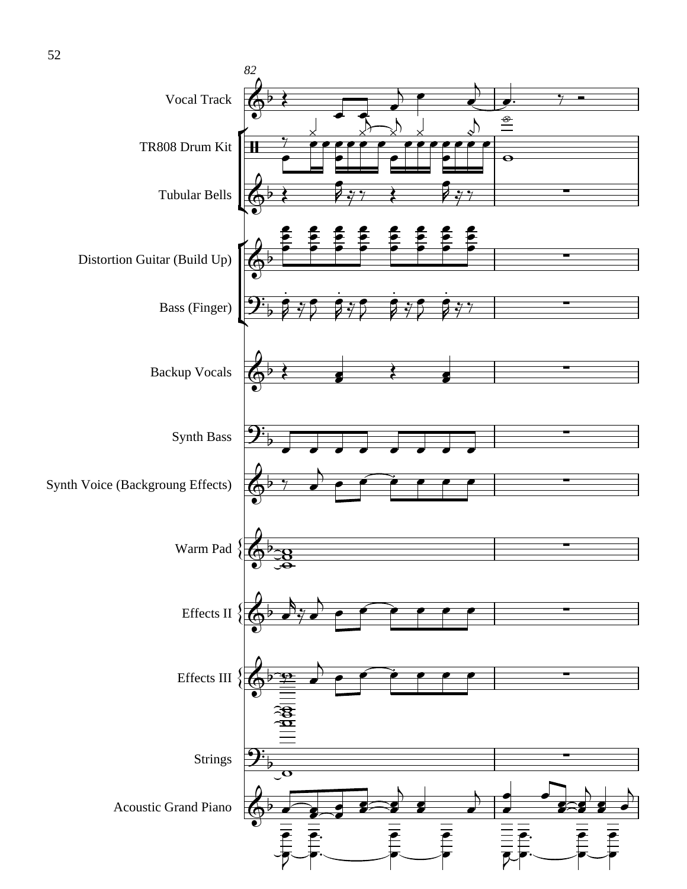82

Vocal Track

TR808 Drum Kit

Tubular Bells

Distortion Guitar (Build Up)

Bass (Finger)

Backup Vocals

Synth Bass

Synth Voice (Backgroung Effects)

Warm Pad

Effects II

Effects III

Strings

Acoustic Grand Piano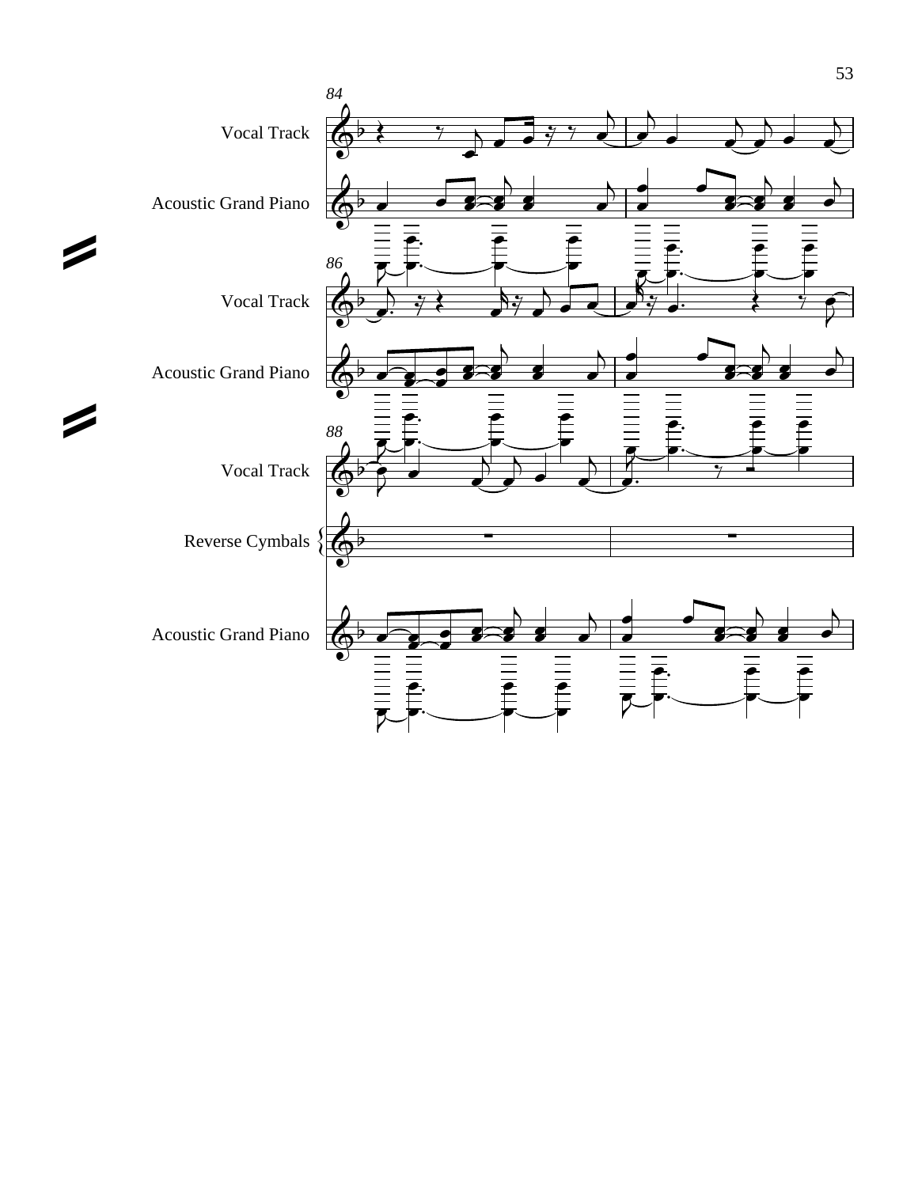84

Vocal Track

Acoustic Grand Piano

86

Vocal Track

Acoustic Grand Piano

88

Vocal Track

Reverse Cymbals

Acoustic Grand Piano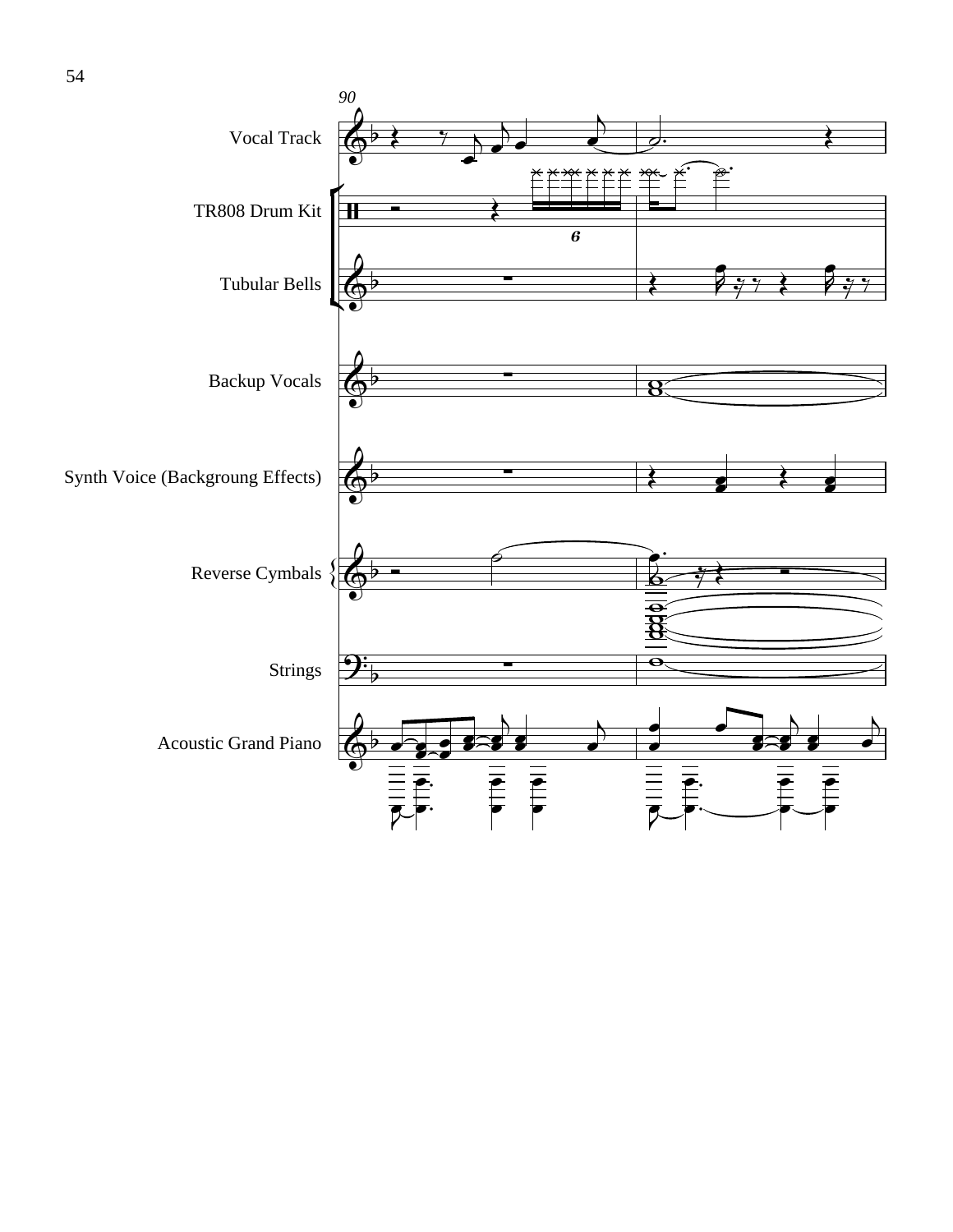90

Vocal Track

TR808 Drum Kit

Tubular Bells

Backup Vocals

Synth Voice (Backgroung Effects)

Reverse Cymbals

Strings

Acoustic Grand Piano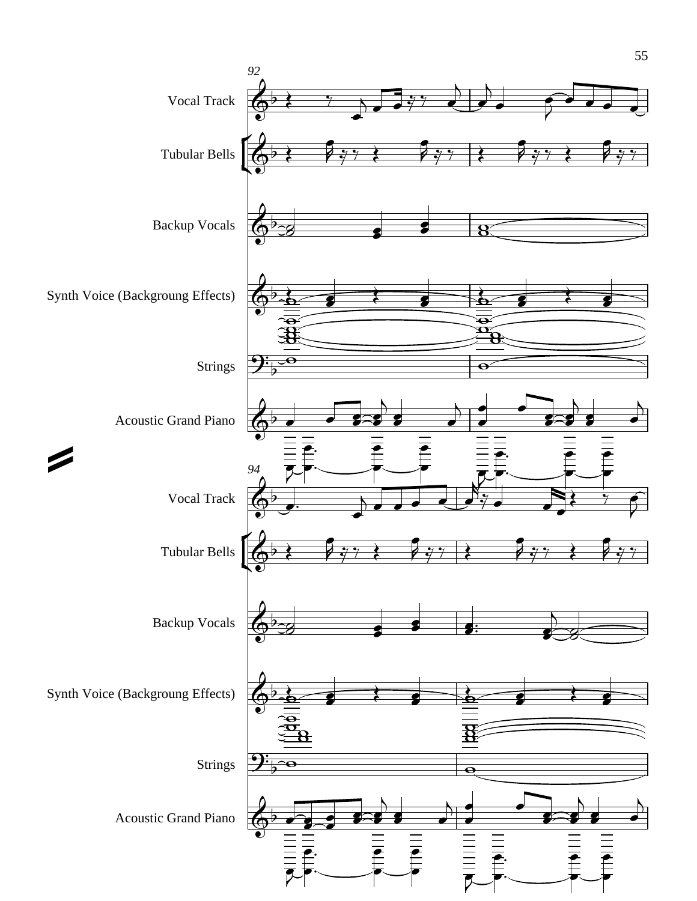Vocal Track

Tubular Bells

Backup Vocals

Synth Voice (Backgroung Effects)

Strings

Acoustic Grand Piano

Vocal Track

Tubular Bells

Backup Vocals

Synth Voice (Backgroung Effects)

Strings

Acoustic Grand Piano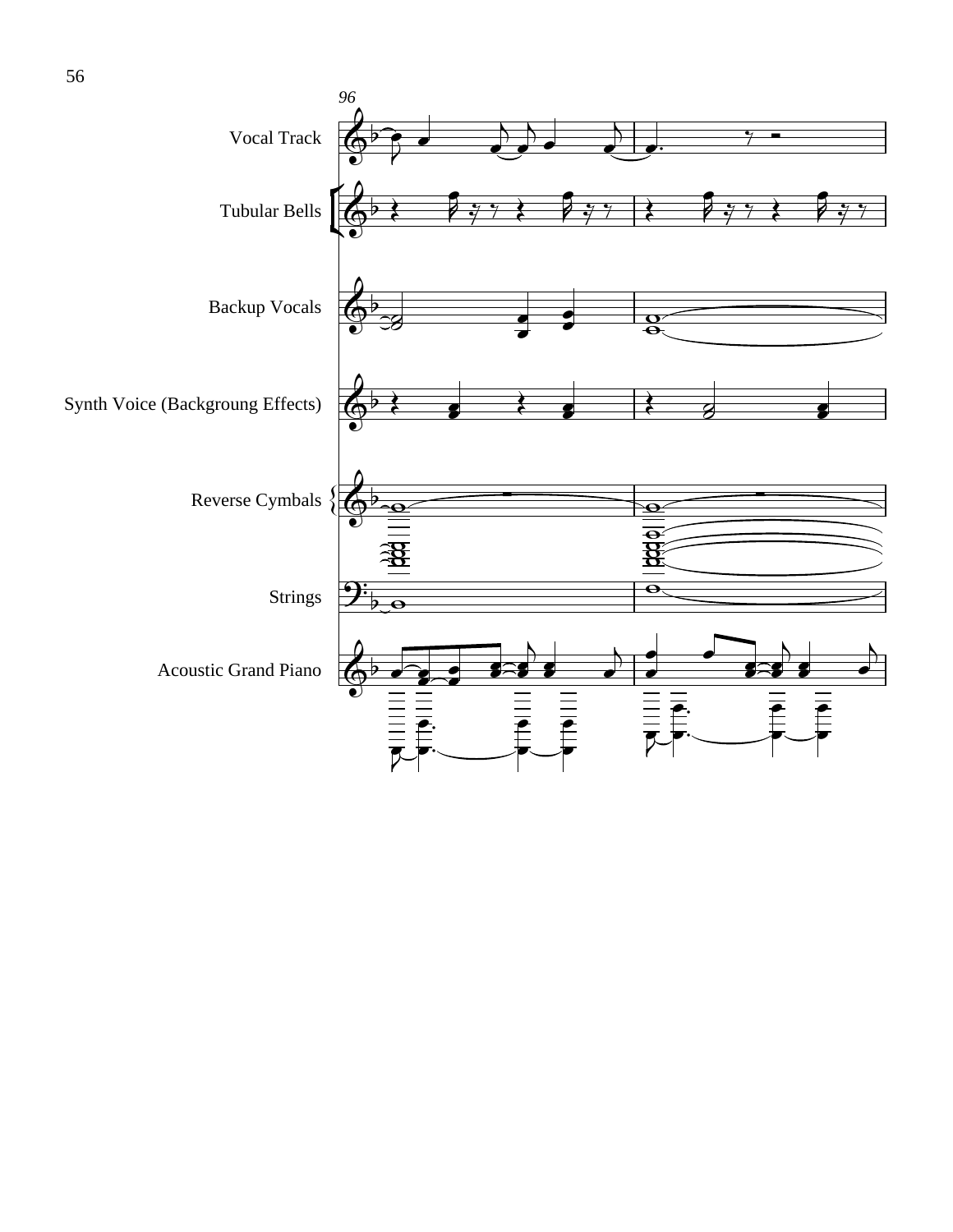96

Vocal Track

Tubular Bells

Backup Vocals

Synth Voice (Backgroung Effects)

Reverse Cymbals

Strings

Acoustic Grand Piano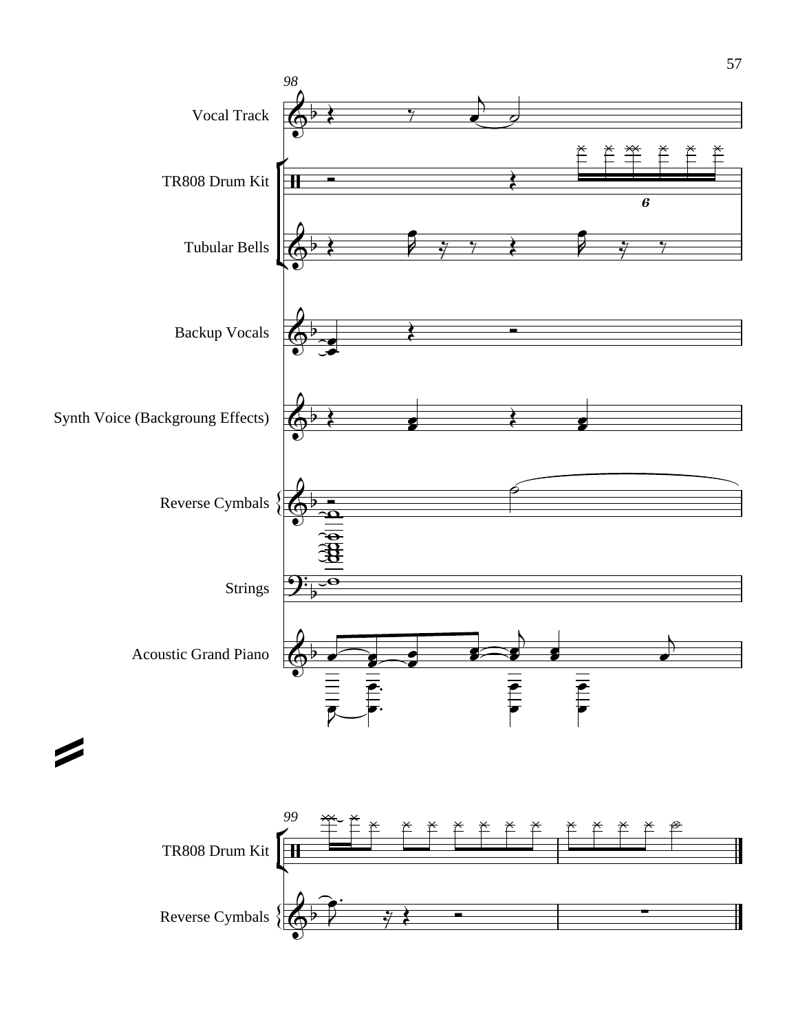98

Vocal Track

TR808 Drum Kit

Tubular Bells

Backup Vocals

Synth Voice (Backgroung Effects)

Reverse Cymbals

Strings

Acoustic Grand Piano

99

TR808 Drum Kit

Reverse Cymbals